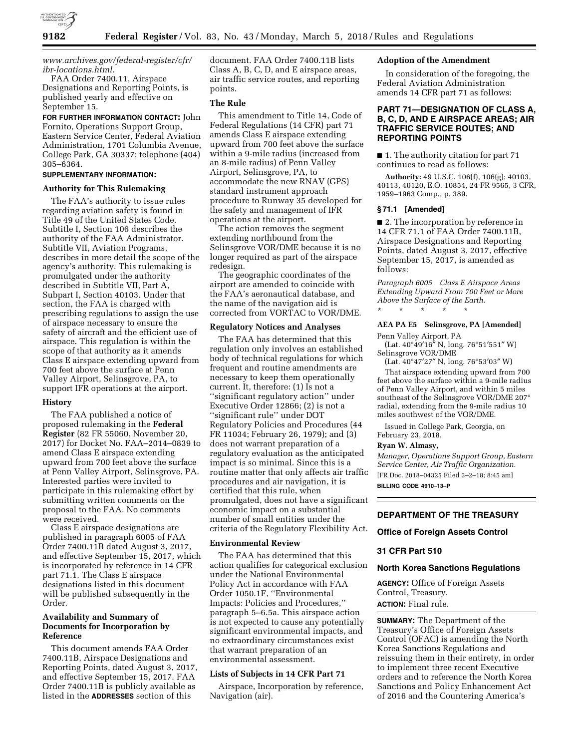*www.archives.gov/federal-register/cfr/ibr-locations.html.*

FAA Order 7400.11, Airspace Designations and Reporting Points, is published yearly and effective on September 15.

**FOR FURTHER INFORMATION CONTACT:** John Fornito, Operations Support Group, Eastern Service Center, Federal Aviation Administration, 1701 Columbia Avenue, College Park, GA 30337; telephone (404) 305–6364.

**SUPPLEMENTARY INFORMATION:**

### Authority for This Rulemaking

The FAA's authority to issue rules regarding aviation safety is found in Title 49 of the United States Code. Subtitle I, Section 106 describes the authority of the FAA Administrator. Subtitle VII, Aviation Programs, describes in more detail the scope of the agency's authority. This rulemaking is promulgated under the authority described in Subtitle VII, Part A, Subpart I, Section 40103. Under that section, the FAA is charged with prescribing regulations to assign the use of airspace necessary to ensure the safety of aircraft and the efficient use of airspace. This regulation is within the scope of that authority as it amends Class E airspace extending upward from 700 feet above the surface at Penn Valley Airport, Selinsgrove, PA, to support IFR operations at the airport.

### History

The FAA published a notice of proposed rulemaking in the **Federal Register** (82 FR 55060, November 20, 2017) for Docket No. FAA–2014–0839 to amend Class E airspace extending upward from 700 feet above the surface at Penn Valley Airport, Selinsgrove, PA. Interested parties were invited to participate in this rulemaking effort by submitting written comments on the proposal to the FAA. No comments were received.

Class E airspace designations are published in paragraph 6005 of FAA Order 7400.11B dated August 3, 2017, and effective September 15, 2017, which is incorporated by reference in 14 CFR part 71.1. The Class E airspace designations listed in this document will be published subsequently in the Order.

### Availability and Summary of Documents for Incorporation by Reference

This document amends FAA Order 7400.11B, Airspace Designations and Reporting Points, dated August 3, 2017, and effective September 15, 2017. FAA Order 7400.11B is publicly available as listed in the **ADDRESSES** section of this document. FAA Order 7400.11B lists Class A, B, C, D, and E airspace areas, air traffic service routes, and reporting points.

### The Rule

This amendment to Title 14, Code of Federal Regulations (14 CFR) part 71 amends Class E airspace extending upward from 700 feet above the surface within a 9-mile radius (increased from an 8-mile radius) of Penn Valley Airport, Selinsgrove, PA, to accommodate the new RNAV (GPS) standard instrument approach procedure to Runway 35 developed for the safety and management of IFR operations at the airport.

The action removes the segment extending northbound from the Selinsgrove VOR/DME because it is no longer required as part of the airspace redesign.

The geographic coordinates of the airport are amended to coincide with the FAA's aeronautical database, and the name of the navigation aid is corrected from VORTAC to VOR/DME.

### Regulatory Notices and Analyses

The FAA has determined that this regulation only involves an established body of technical regulations for which frequent and routine amendments are necessary to keep them operationally current. It, therefore: (1) Is not a ''significant regulatory action'' under Executive Order 12866; (2) is not a ''significant rule'' under DOT Regulatory Policies and Procedures (44 FR 11034; February 26, 1979); and (3) does not warrant preparation of a regulatory evaluation as the anticipated impact is so minimal. Since this is a routine matter that only affects air traffic procedures and air navigation, it is certified that this rule, when promulgated, does not have a significant economic impact on a substantial number of small entities under the criteria of the Regulatory Flexibility Act.

### Environmental Review

The FAA has determined that this action qualifies for categorical exclusion under the National Environmental Policy Act in accordance with FAA Order 1050.1F, ''Environmental Impacts: Policies and Procedures,'' paragraph 5–6.5a. This airspace action is not expected to cause any potentially significant environmental impacts, and no extraordinary circumstances exist that warrant preparation of an environmental assessment.

### Lists of Subjects in 14 CFR Part 71

Airspace, Incorporation by reference, Navigation (air).

### Adoption of the Amendment

In consideration of the foregoing, the Federal Aviation Administration amends 14 CFR part 71 as follows:

## PART 71—DESIGNATION OF CLASS A, B, C, D, AND E AIRSPACE AREAS; AIR TRAFFIC SERVICE ROUTES; AND REPORTING POINTS

■ 1. The authority citation for part 71 continues to read as follows:

**Authority:** 49 U.S.C. 106(f), 106(g); 40103, 40113, 40120, E.O. 10854, 24 FR 9565, 3 CFR, 1959–1963 Comp., p. 389.

### § 71.1 [Amended]

■ 2. The incorporation by reference in 14 CFR 71.1 of FAA Order 7400.11B, Airspace Designations and Reporting Points, dated August 3, 2017, effective September 15, 2017, is amended as follows:

*Paragraph 6005 Class E Airspace Areas Extending Upward From 700 Feet or More Above the Surface of the Earth.*

\* \* \* \* \*

**AEA PA E5 Selinsgrove, PA [Amended]**

Penn Valley Airport, PA

(Lat. 40°49′16″ N, long. 76°51′551″ W)

Selinsgrove VOR/DME

(Lat. 40°47′27″ N, long. 76°53′03″ W)

That airspace extending upward from 700 feet above the surface within a 9-mile radius of Penn Valley Airport, and within 5 miles southeast of the Selinsgrove VOR/DME 207° radial, extending from the 9-mile radius 10 miles southwest of the VOR/DME.

Issued in College Park, Georgia, on February 23, 2018.

**Ryan W. Almasy,**

*Manager, Operations Support Group, Eastern Service Center, Air Traffic Organization.*

[FR Doc. 2018–04325 Filed 3–2–18; 8:45 am]

**BILLING CODE 4910–13–P**

---

## DEPARTMENT OF THE TREASURY

### Office of Foreign Assets Control

### 31 CFR Part 510

### North Korea Sanctions Regulations

**AGENCY:** Office of Foreign Assets Control, Treasury.

**ACTION:** Final rule.

**SUMMARY:** The Department of the Treasury's Office of Foreign Assets Control (OFAC) is amending the North Korea Sanctions Regulations and reissuing them in their entirety, in order to implement three recent Executive orders and to reference the North Korea Sanctions and Policy Enhancement Act of 2016 and the Countering America's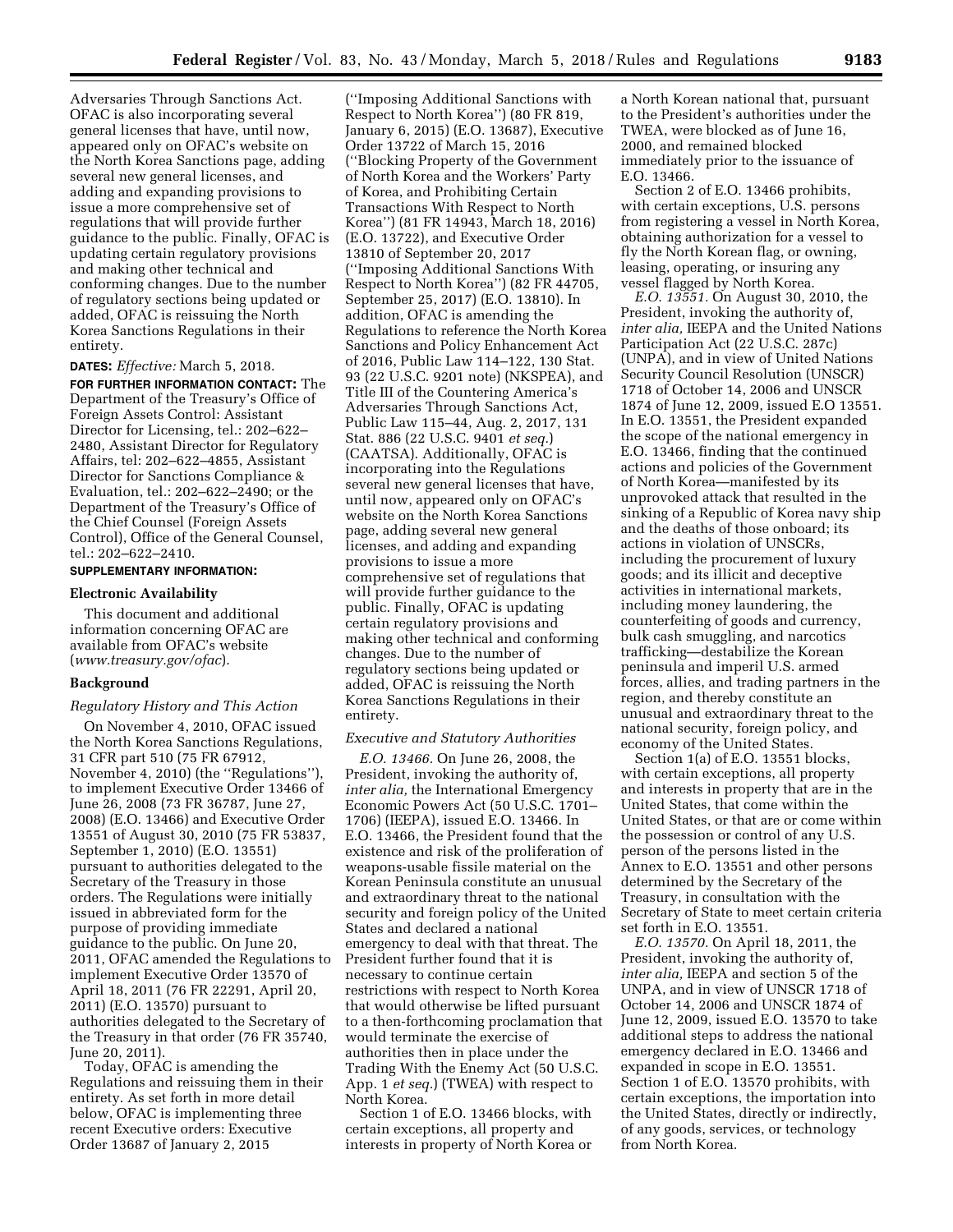Adversaries Through Sanctions Act. OFAC is also incorporating several general licenses that have, until now, appeared only on OFAC's website on the North Korea Sanctions page, adding several new general licenses, and adding and expanding provisions to issue a more comprehensive set of regulations that will provide further guidance to the public. Finally, OFAC is updating certain regulatory provisions and making other technical and conforming changes. Due to the number of regulatory sections being updated or added, OFAC is reissuing the North Korea Sanctions Regulations in their entirety.

**DATES:** *Effective:* March 5, 2018.

**FOR FURTHER INFORMATION CONTACT:** The Department of the Treasury's Office of Foreign Assets Control: Assistant Director for Licensing, tel.: 202–622–2480, Assistant Director for Regulatory Affairs, tel: 202–622–4855, Assistant Director for Sanctions Compliance & Evaluation, tel.: 202–622–2490; or the Department of the Treasury's Office of the Chief Counsel (Foreign Assets Control), Office of the General Counsel, tel.: 202–622–2410.

**SUPPLEMENTARY INFORMATION:**

## Electronic Availability

This document and additional information concerning OFAC are available from OFAC's website (*www.treasury.gov/ofac*).

## Background

### *Regulatory History and This Action*

On November 4, 2010, OFAC issued the North Korea Sanctions Regulations, 31 CFR part 510 (75 FR 67912, November 4, 2010) (the ''Regulations''), to implement Executive Order 13466 of June 26, 2008 (73 FR 36787, June 27, 2008) (E.O. 13466) and Executive Order 13551 of August 30, 2010 (75 FR 53837, September 1, 2010) (E.O. 13551) pursuant to authorities delegated to the Secretary of the Treasury in those orders. The Regulations were initially issued in abbreviated form for the purpose of providing immediate guidance to the public. On June 20, 2011, OFAC amended the Regulations to implement Executive Order 13570 of April 18, 2011 (76 FR 22291, April 20, 2011) (E.O. 13570) pursuant to authorities delegated to the Secretary of the Treasury in that order (76 FR 35740, June 20, 2011).

Today, OFAC is amending the Regulations and reissuing them in their entirety. As set forth in more detail below, OFAC is implementing three recent Executive orders: Executive Order 13687 of January 2, 2015 (''Imposing Additional Sanctions with Respect to North Korea'') (80 FR 819, January 6, 2015) (E.O. 13687), Executive Order 13722 of March 15, 2016 (''Blocking Property of the Government of North Korea and the Workers' Party of Korea, and Prohibiting Certain Transactions With Respect to North Korea'') (81 FR 14943, March 18, 2016) (E.O. 13722), and Executive Order 13810 of September 20, 2017 (''Imposing Additional Sanctions With Respect to North Korea'') (82 FR 44705, September 25, 2017) (E.O. 13810). In addition, OFAC is amending the Regulations to reference the North Korea Sanctions and Policy Enhancement Act of 2016, Public Law 114–122, 130 Stat. 93 (22 U.S.C. 9201 note) (NKSPEA), and Title III of the Countering America's Adversaries Through Sanctions Act, Public Law 115–44, Aug. 2, 2017, 131 Stat. 886 (22 U.S.C. 9401 *et seq.*) (CAATSA). Additionally, OFAC is incorporating into the Regulations several new general licenses that have, until now, appeared only on OFAC's website on the North Korea Sanctions page, adding several new general licenses, and adding and expanding provisions to issue a more comprehensive set of regulations that will provide further guidance to the public. Finally, OFAC is updating certain regulatory provisions and making other technical and conforming changes. Due to the number of regulatory sections being updated or added, OFAC is reissuing the North Korea Sanctions Regulations in their entirety.

### *Executive and Statutory Authorities*

*E.O. 13466.* On June 26, 2008, the President, invoking the authority of, *inter alia,* the International Emergency Economic Powers Act (50 U.S.C. 1701–1706) (IEEPA), issued E.O. 13466. In E.O. 13466, the President found that the existence and risk of the proliferation of weapons-usable fissile material on the Korean Peninsula constitute an unusual and extraordinary threat to the national security and foreign policy of the United States and declared a national emergency to deal with that threat. The President further found that it is necessary to continue certain restrictions with respect to North Korea that would otherwise be lifted pursuant to a then-forthcoming proclamation that would terminate the exercise of authorities then in place under the Trading With the Enemy Act (50 U.S.C. App. 1 *et seq.*) (TWEA) with respect to North Korea.

Section 1 of E.O. 13466 blocks, with certain exceptions, all property and interests in property of North Korea or a North Korean national that, pursuant to the President's authorities under the TWEA, were blocked as of June 16, 2000, and remained blocked immediately prior to the issuance of E.O. 13466.

Section 2 of E.O. 13466 prohibits, with certain exceptions, U.S. persons from registering a vessel in North Korea, obtaining authorization for a vessel to fly the North Korean flag, or owning, leasing, operating, or insuring any vessel flagged by North Korea.

*E.O. 13551.* On August 30, 2010, the President, invoking the authority of, *inter alia,* IEEPA and the United Nations Participation Act (22 U.S.C. 287c) (UNPA), and in view of United Nations Security Council Resolution (UNSCR) 1718 of October 14, 2006 and UNSCR 1874 of June 12, 2009, issued E.O 13551. In E.O. 13551, the President expanded the scope of the national emergency in E.O. 13466, finding that the continued actions and policies of the Government of North Korea—manifested by its unprovoked attack that resulted in the sinking of a Republic of Korea navy ship and the deaths of those onboard; its actions in violation of UNSCRs, including the procurement of luxury goods; and its illicit and deceptive activities in international markets, including money laundering, the counterfeiting of goods and currency, bulk cash smuggling, and narcotics trafficking—destabilize the Korean peninsula and imperil U.S. armed forces, allies, and trading partners in the region, and thereby constitute an unusual and extraordinary threat to the national security, foreign policy, and economy of the United States.

Section 1(a) of E.O. 13551 blocks, with certain exceptions, all property and interests in property that are in the United States, that come within the United States, or that are or come within the possession or control of any U.S. person of the persons listed in the Annex to E.O. 13551 and other persons determined by the Secretary of the Treasury, in consultation with the Secretary of State to meet certain criteria set forth in E.O. 13551.

*E.O. 13570.* On April 18, 2011, the President, invoking the authority of, *inter alia,* IEEPA and section 5 of the UNPA, and in view of UNSCR 1718 of October 14, 2006 and UNSCR 1874 of June 12, 2009, issued E.O. 13570 to take additional steps to address the national emergency declared in E.O. 13466 and expanded in scope in E.O. 13551. Section 1 of E.O. 13570 prohibits, with certain exceptions, the importation into the United States, directly or indirectly, of any goods, services, or technology from North Korea.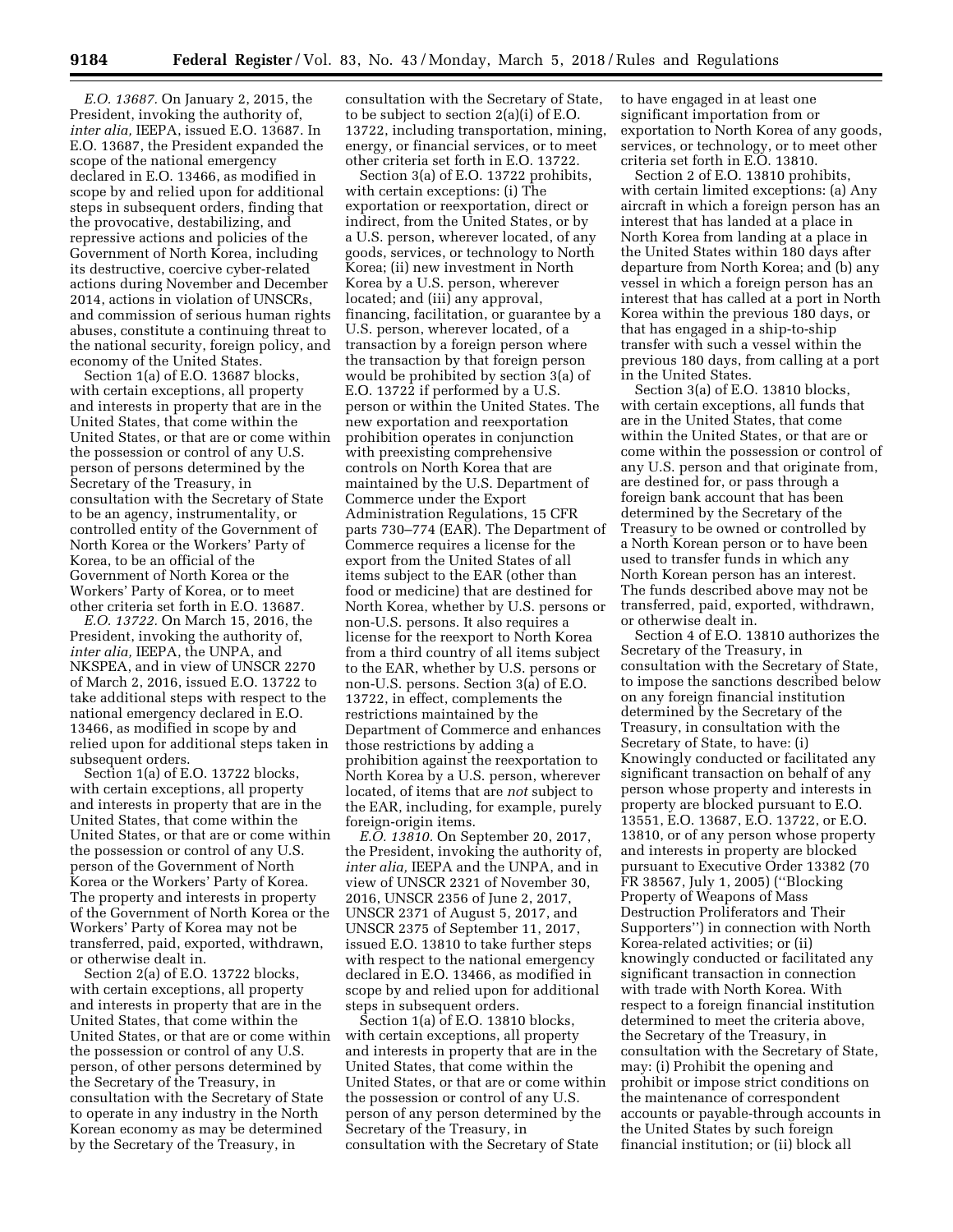*E.O. 13687.* On January 2, 2015, the President, invoking the authority of, *inter alia,* IEEPA, issued E.O. 13687. In E.O. 13687, the President expanded the scope of the national emergency declared in E.O. 13466, as modified in scope by and relied upon for additional steps in subsequent orders, finding that the provocative, destabilizing, and repressive actions and policies of the Government of North Korea, including its destructive, coercive cyber-related actions during November and December 2014, actions in violation of UNSCRs, and commission of serious human rights abuses, constitute a continuing threat to the national security, foreign policy, and economy of the United States.

Section 1(a) of E.O. 13687 blocks, with certain exceptions, all property and interests in property that are in the United States, that come within the United States, or that are or come within the possession or control of any U.S. person of persons determined by the Secretary of the Treasury, in consultation with the Secretary of State to be an agency, instrumentality, or controlled entity of the Government of North Korea or the Workers' Party of Korea, to be an official of the Government of North Korea or the Workers' Party of Korea, or to meet other criteria set forth in E.O. 13687.

*E.O. 13722.* On March 15, 2016, the President, invoking the authority of, *inter alia,* IEEPA, the UNPA, and NKSPEA, and in view of UNSCR 2270 of March 2, 2016, issued E.O. 13722 to take additional steps with respect to the national emergency declared in E.O. 13466, as modified in scope by and relied upon for additional steps taken in subsequent orders.

Section 1(a) of E.O. 13722 blocks, with certain exceptions, all property and interests in property that are in the United States, that come within the United States, or that are or come within the possession or control of any U.S. person of the Government of North Korea or the Workers' Party of Korea. The property and interests in property of the Government of North Korea or the Workers' Party of Korea may not be transferred, paid, exported, withdrawn, or otherwise dealt in.

Section 2(a) of E.O. 13722 blocks, with certain exceptions, all property and interests in property that are in the United States, that come within the United States, or that are or come within the possession or control of any U.S. person, of other persons determined by the Secretary of the Treasury, in consultation with the Secretary of State to operate in any industry in the North Korean economy as may be determined by the Secretary of the Treasury, in consultation with the Secretary of State, to be subject to section 2(a)(i) of E.O. 13722, including transportation, mining, energy, or financial services, or to meet other criteria set forth in E.O. 13722.

Section 3(a) of E.O. 13722 prohibits, with certain exceptions: (i) The exportation or reexportation, direct or indirect, from the United States, or by a U.S. person, wherever located, of any goods, services, or technology to North Korea; (ii) new investment in North Korea by a U.S. person, wherever located; and (iii) any approval, financing, facilitation, or guarantee by a U.S. person, wherever located, of a transaction by a foreign person where the transaction by that foreign person would be prohibited by section 3(a) of E.O. 13722 if performed by a U.S. person or within the United States. The new exportation and reexportation prohibition operates in conjunction with preexisting comprehensive controls on North Korea that are maintained by the U.S. Department of Commerce under the Export Administration Regulations, 15 CFR parts 730–774 (EAR). The Department of Commerce requires a license for the export from the United States of all items subject to the EAR (other than food or medicine) that are destined for North Korea, whether by U.S. persons or non-U.S. persons. It also requires a license for the reexport to North Korea from a third country of all items subject to the EAR, whether by U.S. persons or non-U.S. persons. Section 3(a) of E.O. 13722, in effect, complements the restrictions maintained by the Department of Commerce and enhances those restrictions by adding a prohibition against the reexportation to North Korea by a U.S. person, wherever located, of items that are *not* subject to the EAR, including, for example, purely foreign-origin items.

*E.O. 13810.* On September 20, 2017, the President, invoking the authority of, *inter alia,* IEEPA and the UNPA, and in view of UNSCR 2321 of November 30, 2016, UNSCR 2356 of June 2, 2017, UNSCR 2371 of August 5, 2017, and UNSCR 2375 of September 11, 2017, issued E.O. 13810 to take further steps with respect to the national emergency declared in E.O. 13466, as modified in scope by and relied upon for additional steps in subsequent orders.

Section 1(a) of E.O. 13810 blocks, with certain exceptions, all property and interests in property that are in the United States, that come within the United States, or that are or come within the possession or control of any U.S. person of any person determined by the Secretary of the Treasury, in consultation with the Secretary of State to have engaged in at least one significant importation from or exportation to North Korea of any goods, services, or technology, or to meet other criteria set forth in E.O. 13810.

Section 2 of E.O. 13810 prohibits, with certain limited exceptions: (a) Any aircraft in which a foreign person has an interest that has landed at a place in North Korea from landing at a place in the United States within 180 days after departure from North Korea; and (b) any vessel in which a foreign person has an interest that has called at a port in North Korea within the previous 180 days, or that has engaged in a ship-to-ship transfer with such a vessel within the previous 180 days, from calling at a port in the United States.

Section 3(a) of E.O. 13810 blocks, with certain exceptions, all funds that are in the United States, that come within the United States, or that are or come within the possession or control of any U.S. person and that originate from, are destined for, or pass through a foreign bank account that has been determined by the Secretary of the Treasury to be owned or controlled by a North Korean person or to have been used to transfer funds in which any North Korean person has an interest. The funds described above may not be transferred, paid, exported, withdrawn, or otherwise dealt in.

Section 4 of E.O. 13810 authorizes the Secretary of the Treasury, in consultation with the Secretary of State, to impose the sanctions described below on any foreign financial institution determined by the Secretary of the Treasury, in consultation with the Secretary of State, to have: (i) Knowingly conducted or facilitated any significant transaction on behalf of any person whose property and interests in property are blocked pursuant to E.O. 13551, E.O. 13687, E.O. 13722, or E.O. 13810, or of any person whose property and interests in property are blocked pursuant to Executive Order 13382 (70 FR 38567, July 1, 2005) (''Blocking Property of Weapons of Mass Destruction Proliferators and Their Supporters'') in connection with North Korea-related activities; or (ii) knowingly conducted or facilitated any significant transaction in connection with trade with North Korea. With respect to a foreign financial institution determined to meet the criteria above, the Secretary of the Treasury, in consultation with the Secretary of State, may: (i) Prohibit the opening and prohibit or impose strict conditions on the maintenance of correspondent accounts or payable-through accounts in the United States by such foreign financial institution; or (ii) block all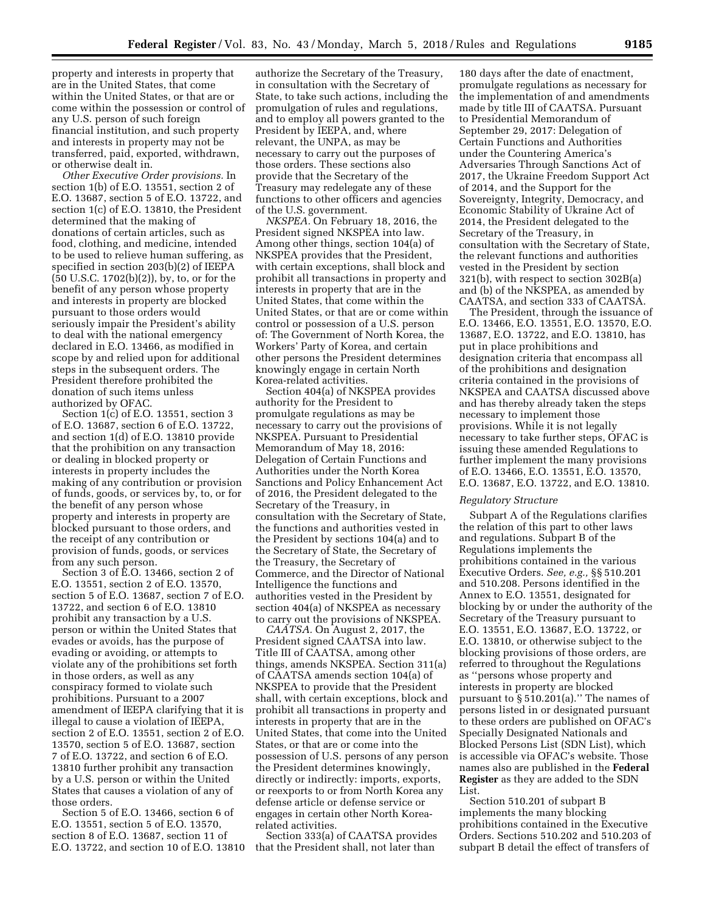property and interests in property that are in the United States, that come within the United States, or that are or come within the possession or control of any U.S. person of such foreign financial institution, and such property and interests in property may not be transferred, paid, exported, withdrawn, or otherwise dealt in.

*Other Executive Order provisions.* In section 1(b) of E.O. 13551, section 2 of E.O. 13687, section 5 of E.O. 13722, and section 1(c) of E.O. 13810, the President determined that the making of donations of certain articles, such as food, clothing, and medicine, intended to be used to relieve human suffering, as specified in section 203(b)(2) of IEEPA (50 U.S.C. 1702(b)(2)), by, to, or for the benefit of any person whose property and interests in property are blocked pursuant to those orders would seriously impair the President's ability to deal with the national emergency declared in E.O. 13466, as modified in scope by and relied upon for additional steps in the subsequent orders. The President therefore prohibited the donation of such items unless authorized by OFAC.

Section 1(c) of E.O. 13551, section 3 of E.O. 13687, section 6 of E.O. 13722, and section 1(d) of E.O. 13810 provide that the prohibition on any transaction or dealing in blocked property or interests in property includes the making of any contribution or provision of funds, goods, or services by, to, or for the benefit of any person whose property and interests in property are blocked pursuant to those orders, and the receipt of any contribution or provision of funds, goods, or services from any such person.

Section 3 of E.O. 13466, section 2 of E.O. 13551, section 2 of E.O. 13570, section 5 of E.O. 13687, section 7 of E.O. 13722, and section 6 of E.O. 13810 prohibit any transaction by a U.S. person or within the United States that evades or avoids, has the purpose of evading or avoiding, or attempts to violate any of the prohibitions set forth in those orders, as well as any conspiracy formed to violate such prohibitions. Pursuant to a 2007 amendment of IEEPA clarifying that it is illegal to cause a violation of IEEPA, section 2 of E.O. 13551, section 2 of E.O. 13570, section 5 of E.O. 13687, section 7 of E.O. 13722, and section 6 of E.O. 13810 further prohibit any transaction by a U.S. person or within the United States that causes a violation of any of those orders.

Section 5 of E.O. 13466, section 6 of E.O. 13551, section 5 of E.O. 13570, section 8 of E.O. 13687, section 11 of E.O. 13722, and section 10 of E.O. 13810 authorize the Secretary of the Treasury, in consultation with the Secretary of State, to take such actions, including the promulgation of rules and regulations, and to employ all powers granted to the President by IEEPA, and, where relevant, the UNPA, as may be necessary to carry out the purposes of those orders. These sections also provide that the Secretary of the Treasury may redelegate any of these functions to other officers and agencies of the U.S. government.

*NKSPEA.* On February 18, 2016, the President signed NKSPEA into law. Among other things, section 104(a) of NKSPEA provides that the President, with certain exceptions, shall block and prohibit all transactions in property and interests in property that are in the United States, that come within the United States, or that are or come within control or possession of a U.S. person of: The Government of North Korea, the Workers' Party of Korea, and certain other persons the President determines knowingly engage in certain North Korea-related activities.

Section 404(a) of NKSPEA provides authority for the President to promulgate regulations as may be necessary to carry out the provisions of NKSPEA. Pursuant to Presidential Memorandum of May 18, 2016: Delegation of Certain Functions and Authorities under the North Korea Sanctions and Policy Enhancement Act of 2016, the President delegated to the Secretary of the Treasury, in consultation with the Secretary of State, the functions and authorities vested in the President by sections 104(a) and to the Secretary of State, the Secretary of the Treasury, the Secretary of Commerce, and the Director of National Intelligence the functions and authorities vested in the President by section 404(a) of NKSPEA as necessary to carry out the provisions of NKSPEA.

*CAATSA.* On August 2, 2017, the President signed CAATSA into law. Title III of CAATSA, among other things, amends NKSPEA. Section 311(a) of CAATSA amends section 104(a) of NKSPEA to provide that the President shall, with certain exceptions, block and prohibit all transactions in property and interests in property that are in the United States, that come into the United States, or that are or come into the possession of U.S. persons of any person the President determines knowingly, directly or indirectly: imports, exports, or reexports to or from North Korea any defense article or defense service or engages in certain other North Korea-related activities.

Section 333(a) of CAATSA provides that the President shall, not later than 180 days after the date of enactment, promulgate regulations as necessary for the implementation of and amendments made by title III of CAATSA. Pursuant to Presidential Memorandum of September 29, 2017: Delegation of Certain Functions and Authorities under the Countering America's Adversaries Through Sanctions Act of 2017, the Ukraine Freedom Support Act of 2014, and the Support for the Sovereignty, Integrity, Democracy, and Economic Stability of Ukraine Act of 2014, the President delegated to the Secretary of the Treasury, in consultation with the Secretary of State, the relevant functions and authorities vested in the President by section 321(b), with respect to section 302B(a) and (b) of the NKSPEA, as amended by CAATSA, and section 333 of CAATSA.

The President, through the issuance of E.O. 13466, E.O. 13551, E.O. 13570, E.O. 13687, E.O. 13722, and E.O. 13810, has put in place prohibitions and designation criteria that encompass all of the prohibitions and designation criteria contained in the provisions of NKSPEA and CAATSA discussed above and has thereby already taken the steps necessary to implement those provisions. While it is not legally necessary to take further steps, OFAC is issuing these amended Regulations to further implement the many provisions of E.O. 13466, E.O. 13551, E.O. 13570, E.O. 13687, E.O. 13722, and E.O. 13810.

*Regulatory Structure*

Subpart A of the Regulations clarifies the relation of this part to other laws and regulations. Subpart B of the Regulations implements the prohibitions contained in the various Executive Orders. *See, e.g.,* §§ 510.201 and 510.208. Persons identified in the Annex to E.O. 13551, designated for blocking by or under the authority of the Secretary of the Treasury pursuant to E.O. 13551, E.O. 13687, E.O. 13722, or E.O. 13810, or otherwise subject to the blocking provisions of those orders, are referred to throughout the Regulations as "persons whose property and interests in property are blocked pursuant to § 510.201(a)." The names of persons listed in or designated pursuant to these orders are published on OFAC's Specially Designated Nationals and Blocked Persons List (SDN List), which is accessible via OFAC's website. Those names also are published in the **Federal Register** as they are added to the SDN List.

Section 510.201 of subpart B implements the many blocking prohibitions contained in the Executive Orders. Sections 510.202 and 510.203 of subpart B detail the effect of transfers of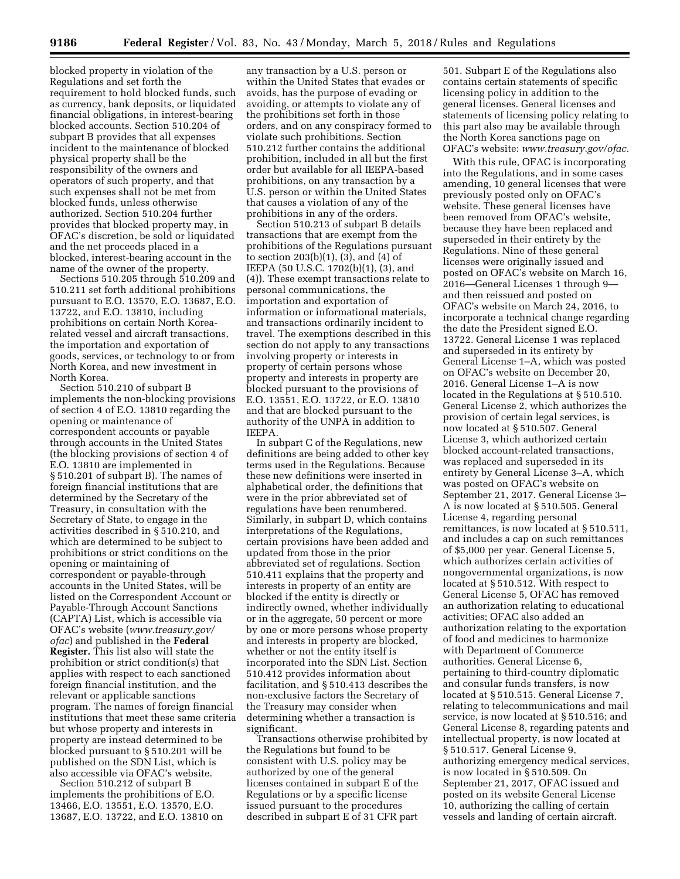blocked property in violation of the Regulations and set forth the requirement to hold blocked funds, such as currency, bank deposits, or liquidated financial obligations, in interest-bearing blocked accounts. Section 510.204 of subpart B provides that all expenses incident to the maintenance of blocked physical property shall be the responsibility of the owners and operators of such property, and that such expenses shall not be met from blocked funds, unless otherwise authorized. Section 510.204 further provides that blocked property may, in OFAC's discretion, be sold or liquidated and the net proceeds placed in a blocked, interest-bearing account in the name of the owner of the property.

Sections 510.205 through 510.209 and 510.211 set forth additional prohibitions pursuant to E.O. 13570, E.O. 13687, E.O. 13722, and E.O. 13810, including prohibitions on certain North Korea-related vessel and aircraft transactions, the importation and exportation of goods, services, or technology to or from North Korea, and new investment in North Korea.

Section 510.210 of subpart B implements the non-blocking provisions of section 4 of E.O. 13810 regarding the opening or maintenance of correspondent accounts or payable through accounts in the United States (the blocking provisions of section 4 of E.O. 13810 are implemented in § 510.201 of subpart B). The names of foreign financial institutions that are determined by the Secretary of the Treasury, in consultation with the Secretary of State, to engage in the activities described in § 510.210, and which are determined to be subject to prohibitions or strict conditions on the opening or maintaining of correspondent or payable-through accounts in the United States, will be listed on the Correspondent Account or Payable-Through Account Sanctions (CAPTA) List, which is accessible via OFAC's website (*www.treasury.gov/ofac*) and published in the **Federal Register.** This list also will state the prohibition or strict condition(s) that applies with respect to each sanctioned foreign financial institution, and the relevant or applicable sanctions program. The names of foreign financial institutions that meet these same criteria but whose property and interests in property are instead determined to be blocked pursuant to § 510.201 will be published on the SDN List, which is also accessible via OFAC's website.

Section 510.212 of subpart B implements the prohibitions of E.O. 13466, E.O. 13551, E.O. 13570, E.O. 13687, E.O. 13722, and E.O. 13810 on any transaction by a U.S. person or within the United States that evades or avoids, has the purpose of evading or avoiding, or attempts to violate any of the prohibitions set forth in those orders, and on any conspiracy formed to violate such prohibitions. Section 510.212 further contains the additional prohibition, included in all but the first order but available for all IEEPA-based prohibitions, on any transaction by a U.S. person or within the United States that causes a violation of any of the prohibitions in any of the orders.

Section 510.213 of subpart B details transactions that are exempt from the prohibitions of the Regulations pursuant to section 203(b)(1), (3), and (4) of IEEPA (50 U.S.C. 1702(b)(1), (3), and (4)). These exempt transactions relate to personal communications, the importation and exportation of information or informational materials, and transactions ordinarily incident to travel. The exemptions described in this section do not apply to any transactions involving property or interests in property of certain persons whose property and interests in property are blocked pursuant to the provisions of E.O. 13551, E.O. 13722, or E.O. 13810 and that are blocked pursuant to the authority of the UNPA in addition to IEEPA.

In subpart C of the Regulations, new definitions are being added to other key terms used in the Regulations. Because these new definitions were inserted in alphabetical order, the definitions that were in the prior abbreviated set of regulations have been renumbered. Similarly, in subpart D, which contains interpretations of the Regulations, certain provisions have been added and updated from those in the prior abbreviated set of regulations. Section 510.411 explains that the property and interests in property of an entity are blocked if the entity is directly or indirectly owned, whether individually or in the aggregate, 50 percent or more by one or more persons whose property and interests in property are blocked, whether or not the entity itself is incorporated into the SDN List. Section 510.412 provides information about facilitation, and § 510.413 describes the non-exclusive factors the Secretary of the Treasury may consider when determining whether a transaction is significant.

Transactions otherwise prohibited by the Regulations but found to be consistent with U.S. policy may be authorized by one of the general licenses contained in subpart E of the Regulations or by a specific license issued pursuant to the procedures described in subpart E of 31 CFR part 501. Subpart E of the Regulations also contains certain statements of specific licensing policy in addition to the general licenses. General licenses and statements of licensing policy relating to this part also may be available through the North Korea sanctions page on OFAC's website: *www.treasury.gov/ofac.*

With this rule, OFAC is incorporating into the Regulations, and in some cases amending, 10 general licenses that were previously posted only on OFAC's website. These general licenses have been removed from OFAC's website, because they have been replaced and superseded in their entirety by the Regulations. Nine of these general licenses were originally issued and posted on OFAC's website on March 16, 2016—General Licenses 1 through 9—and then reissued and posted on OFAC's website on March 24, 2016, to incorporate a technical change regarding the date the President signed E.O. 13722. General License 1 was replaced and superseded in its entirety by General License 1–A, which was posted on OFAC's website on December 20, 2016. General License 1–A is now located in the Regulations at § 510.510. General License 2, which authorizes the provision of certain legal services, is now located at § 510.507. General License 3, which authorized certain blocked account-related transactions, was replaced and superseded in its entirety by General License 3–A, which was posted on OFAC's website on September 21, 2017. General License 3–A is now located at § 510.505. General License 4, regarding personal remittances, is now located at § 510.511, and includes a cap on such remittances of $5,000 per year. General License 5, which authorizes certain activities of nongovernmental organizations, is now located at § 510.512. With respect to General License 5, OFAC has removed an authorization relating to educational activities; OFAC also added an authorization relating to the exportation of food and medicines to harmonize with Department of Commerce authorities. General License 6, pertaining to third-country diplomatic and consular funds transfers, is now located at § 510.515. General License 7, relating to telecommunications and mail service, is now located at § 510.516; and General License 8, regarding patents and intellectual property, is now located at § 510.517. General License 9, authorizing emergency medical services, is now located in § 510.509. On September 21, 2017, OFAC issued and posted on its website General License 10, authorizing the calling of certain vessels and landing of certain aircraft.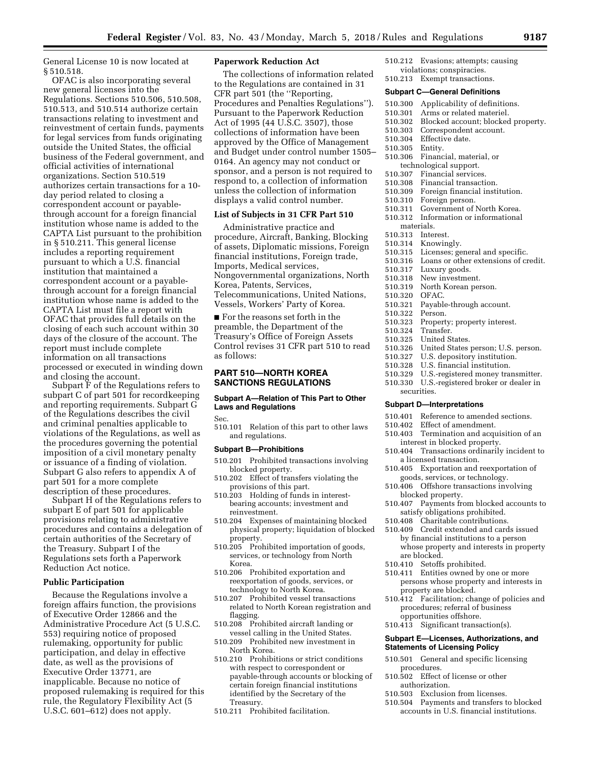General License 10 is now located at § 510.518.

OFAC is also incorporating several new general licenses into the Regulations. Sections 510.506, 510.508, 510.513, and 510.514 authorize certain transactions relating to investment and reinvestment of certain funds, payments for legal services from funds originating outside the United States, the official business of the Federal government, and official activities of international organizations. Section 510.519 authorizes certain transactions for a 10-day period related to closing a correspondent account or payable-through account for a foreign financial institution whose name is added to the CAPTA List pursuant to the prohibition in § 510.211. This general license includes a reporting requirement pursuant to which a U.S. financial institution that maintained a correspondent account or a payable-through account for a foreign financial institution whose name is added to the CAPTA List must file a report with OFAC that provides full details on the closing of each such account within 30 days of the closure of the account. The report must include complete information on all transactions processed or executed in winding down and closing the account.

Subpart F of the Regulations refers to subpart C of part 501 for recordkeeping and reporting requirements. Subpart G of the Regulations describes the civil and criminal penalties applicable to violations of the Regulations, as well as the procedures governing the potential imposition of a civil monetary penalty or issuance of a finding of violation. Subpart G also refers to appendix A of part 501 for a more complete description of these procedures.

Subpart H of the Regulations refers to subpart E of part 501 for applicable provisions relating to administrative procedures and contains a delegation of certain authorities of the Secretary of the Treasury. Subpart I of the Regulations sets forth a Paperwork Reduction Act notice.

## Public Participation

Because the Regulations involve a foreign affairs function, the provisions of Executive Order 12866 and the Administrative Procedure Act (5 U.S.C. 553) requiring notice of proposed rulemaking, opportunity for public participation, and delay in effective date, as well as the provisions of Executive Order 13771, are inapplicable. Because no notice of proposed rulemaking is required for this rule, the Regulatory Flexibility Act (5 U.S.C. 601–612) does not apply.

## Paperwork Reduction Act

The collections of information related to the Regulations are contained in 31 CFR part 501 (the "Reporting, Procedures and Penalties Regulations"). Pursuant to the Paperwork Reduction Act of 1995 (44 U.S.C. 3507), those collections of information have been approved by the Office of Management and Budget under control number 1505–0164. An agency may not conduct or sponsor, and a person is not required to respond to, a collection of information unless the collection of information displays a valid control number.

## List of Subjects in 31 CFR Part 510

Administrative practice and procedure, Aircraft, Banking, Blocking of assets, Diplomatic missions, Foreign financial institutions, Foreign trade, Imports, Medical services, Nongovernmental organizations, North Korea, Patents, Services, Telecommunications, United Nations, Vessels, Workers' Party of Korea.

■ For the reasons set forth in the preamble, the Department of the Treasury's Office of Foreign Assets Control revises 31 CFR part 510 to read as follows:

# PART 510—NORTH KOREA SANCTIONS REGULATIONS

### Subpart A—Relation of This Part to Other Laws and Regulations

Sec.

510.101 Relation of this part to other laws and regulations.

### Subpart B—Prohibitions

510.201 Prohibited transactions involving blocked property.
510.202 Effect of transfers violating the provisions of this part.
510.203 Holding of funds in interest-bearing accounts; investment and reinvestment.
510.204 Expenses of maintaining blocked physical property; liquidation of blocked property.
510.205 Prohibited importation of goods, services, or technology from North Korea.
510.206 Prohibited exportation and reexportation of goods, services, or technology to North Korea.
510.207 Prohibited vessel transactions related to North Korean registration and flagging.
510.208 Prohibited aircraft landing or vessel calling in the United States.
510.209 Prohibited new investment in North Korea.
510.210 Prohibitions or strict conditions with respect to correspondent or payable-through accounts or blocking of certain foreign financial institutions identified by the Secretary of the Treasury.
510.211 Prohibited facilitation.
510.212 Evasions; attempts; causing violations; conspiracies.
510.213 Exempt transactions.

### Subpart C—General Definitions

510.300 Applicability of definitions.
510.301 Arms or related materiel.
510.302 Blocked account; blocked property.
510.303 Correspondent account.
510.304 Effective date.
510.305 Entity.
510.306 Financial, material, or technological support.
510.307 Financial services.
510.308 Financial transaction.
510.309 Foreign financial institution.
510.310 Foreign person.
510.311 Government of North Korea.
510.312 Information or informational materials.
510.313 Interest.
510.314 Knowingly.
510.315 Licenses; general and specific.
510.316 Loans or other extensions of credit.
510.317 Luxury goods.
510.318 New investment.
510.319 North Korean person.
510.320 OFAC.
510.321 Payable-through account.
510.322 Person.
510.323 Property; property interest.
510.324 Transfer.
510.325 United States.
510.326 United States person; U.S. person.
510.327 U.S. depository institution.
510.328 U.S. financial institution.
510.329 U.S.-registered money transmitter.
510.330 U.S.-registered broker or dealer in securities.

### Subpart D—Interpretations

510.401 Reference to amended sections.
510.402 Effect of amendment.
510.403 Termination and acquisition of an interest in blocked property.
510.404 Transactions ordinarily incident to a licensed transaction.
510.405 Exportation and reexportation of goods, services, or technology.
510.406 Offshore transactions involving blocked property.
510.407 Payments from blocked accounts to satisfy obligations prohibited.
510.408 Charitable contributions.
510.409 Credit extended and cards issued by financial institutions to a person whose property and interests in property are blocked.
510.410 Setoffs prohibited.
510.411 Entities owned by one or more persons whose property and interests in property are blocked.
510.412 Facilitation; change of policies and procedures; referral of business opportunities offshore.
510.413 Significant transaction(s).

### Subpart E—Licenses, Authorizations, and Statements of Licensing Policy

510.501 General and specific licensing procedures.
510.502 Effect of license or other authorization.
510.503 Exclusion from licenses.
510.504 Payments and transfers to blocked accounts in U.S. financial institutions.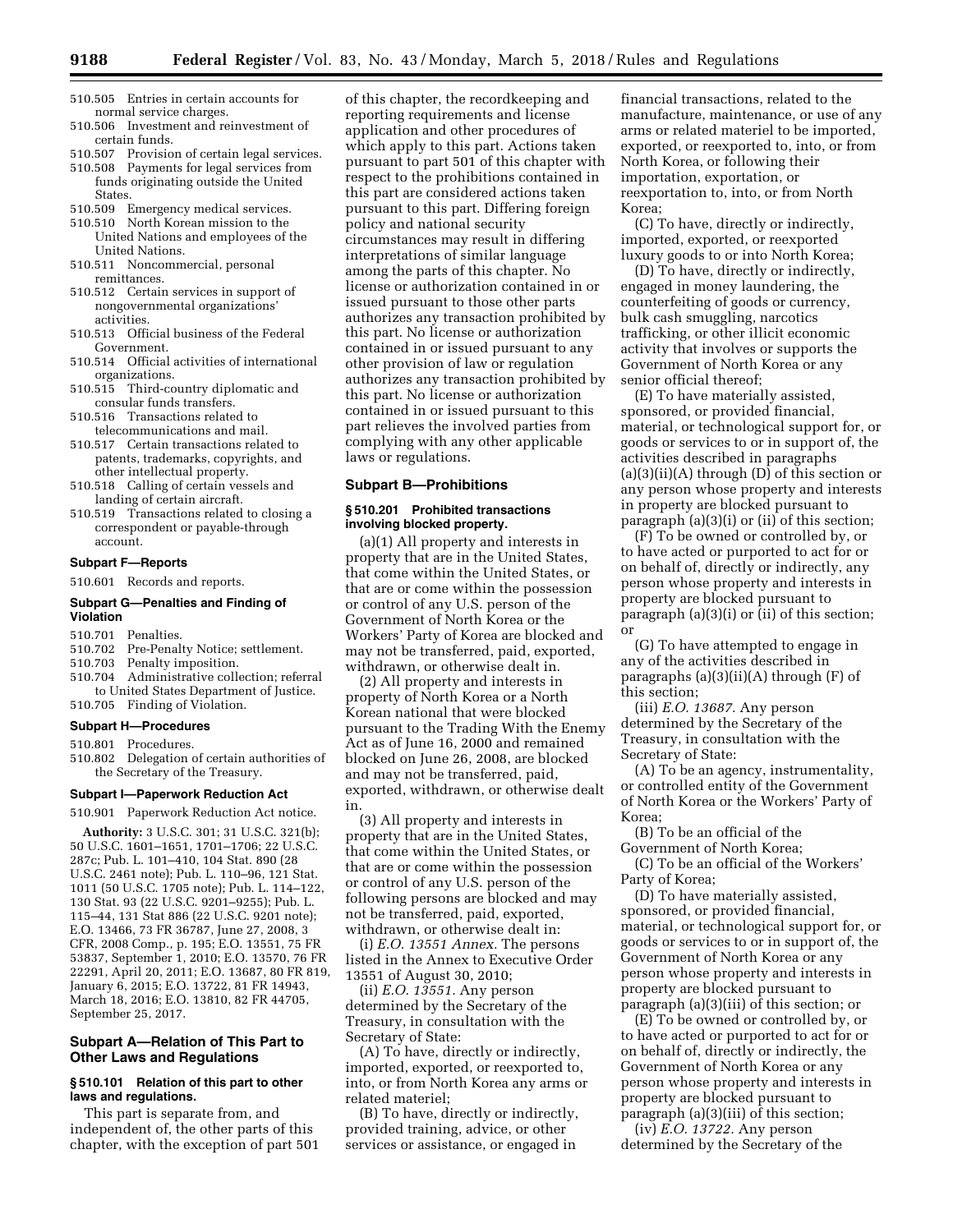510.505 Entries in certain accounts for normal service charges.
510.506 Investment and reinvestment of certain funds.
510.507 Provision of certain legal services.
510.508 Payments for legal services from funds originating outside the United States.
510.509 Emergency medical services.
510.510 North Korean mission to the United Nations and employees of the United Nations.
510.511 Noncommercial, personal remittances.
510.512 Certain services in support of nongovernmental organizations' activities.
510.513 Official business of the Federal Government.
510.514 Official activities of international organizations.
510.515 Third-country diplomatic and consular funds transfers.
510.516 Transactions related to telecommunications and mail.
510.517 Certain transactions related to patents, trademarks, copyrights, and other intellectual property.
510.518 Calling of certain vessels and landing of certain aircraft.
510.519 Transactions related to closing a correspondent or payable-through account.

#### Subpart F—Reports

510.601 Records and reports.

#### Subpart G—Penalties and Finding of Violation

510.701 Penalties.
510.702 Pre-Penalty Notice; settlement.
510.703 Penalty imposition.
510.704 Administrative collection; referral to United States Department of Justice.
510.705 Finding of Violation.

#### Subpart H—Procedures

510.801 Procedures.
510.802 Delegation of certain authorities of the Secretary of the Treasury.

#### Subpart I—Paperwork Reduction Act

510.901 Paperwork Reduction Act notice.

**Authority:** 3 U.S.C. 301; 31 U.S.C. 321(b); 50 U.S.C. 1601–1651, 1701–1706; 22 U.S.C. 287c; Pub. L. 101–410, 104 Stat. 890 (28 U.S.C. 2461 note); Pub. L. 110–96, 121 Stat. 1011 (50 U.S.C. 1705 note); Pub. L. 114–122, 130 Stat. 93 (22 U.S.C. 9201–9255); Pub. L. 115–44, 131 Stat 886 (22 U.S.C. 9201 note); E.O. 13466, 73 FR 36787, June 27, 2008, 3 CFR, 2008 Comp., p. 195; E.O. 13551, 75 FR 53837, September 1, 2010; E.O. 13570, 76 FR 22291, April 20, 2011; E.O. 13687, 80 FR 819, January 6, 2015; E.O. 13722, 81 FR 14943, March 18, 2016; E.O. 13810, 82 FR 44705, September 25, 2017.

## Subpart A—Relation of This Part to Other Laws and Regulations

### § 510.101 Relation of this part to other laws and regulations.

This part is separate from, and independent of, the other parts of this chapter, with the exception of part 501 of this chapter, the recordkeeping and reporting requirements and license application and other procedures of which apply to this part. Actions taken pursuant to part 501 of this chapter with respect to the prohibitions contained in this part are considered actions taken pursuant to this part. Differing foreign policy and national security circumstances may result in differing interpretations of similar language among the parts of this chapter. No license or authorization contained in or issued pursuant to those other parts authorizes any transaction prohibited by this part. No license or authorization contained in or issued pursuant to any other provision of law or regulation authorizes any transaction prohibited by this part. No license or authorization contained in or issued pursuant to this part relieves the involved parties from complying with any other applicable laws or regulations.

## Subpart B—Prohibitions

### § 510.201 Prohibited transactions involving blocked property.

(a)(1) All property and interests in property that are in the United States, that come within the United States, or that are or come within the possession or control of any U.S. person of the Government of North Korea or the Workers' Party of Korea are blocked and may not be transferred, paid, exported, withdrawn, or otherwise dealt in.

(2) All property and interests in property of North Korea or a North Korean national that were blocked pursuant to the Trading With the Enemy Act as of June 16, 2000 and remained blocked on June 26, 2008, are blocked and may not be transferred, paid, exported, withdrawn, or otherwise dealt in.

(3) All property and interests in property that are in the United States, that come within the United States, or that are or come within the possession or control of any U.S. person of the following persons are blocked and may not be transferred, paid, exported, withdrawn, or otherwise dealt in:

(i) *E.O. 13551 Annex.* The persons listed in the Annex to Executive Order 13551 of August 30, 2010;

(ii) *E.O. 13551.* Any person determined by the Secretary of the Treasury, in consultation with the Secretary of State:

(A) To have, directly or indirectly, imported, exported, or reexported to, into, or from North Korea any arms or related materiel;

(B) To have, directly or indirectly, provided training, advice, or other services or assistance, or engaged in financial transactions, related to the manufacture, maintenance, or use of any arms or related materiel to be imported, exported, or reexported to, into, or from North Korea, or following their importation, exportation, or reexportation to, into, or from North Korea;

(C) To have, directly or indirectly, imported, exported, or reexported luxury goods to or into North Korea;

(D) To have, directly or indirectly, engaged in money laundering, the counterfeiting of goods or currency, bulk cash smuggling, narcotics trafficking, or other illicit economic activity that involves or supports the Government of North Korea or any senior official thereof;

(E) To have materially assisted, sponsored, or provided financial, material, or technological support for, or goods or services to or in support of, the activities described in paragraphs (a)(3)(ii)(A) through (D) of this section or any person whose property and interests in property are blocked pursuant to paragraph (a)(3)(i) or (ii) of this section;

(F) To be owned or controlled by, or to have acted or purported to act for or on behalf of, directly or indirectly, any person whose property and interests in property are blocked pursuant to paragraph (a)(3)(i) or (ii) of this section; or

(G) To have attempted to engage in any of the activities described in paragraphs (a)(3)(ii)(A) through (F) of this section;

(iii) *E.O. 13687.* Any person determined by the Secretary of the Treasury, in consultation with the Secretary of State:

(A) To be an agency, instrumentality, or controlled entity of the Government of North Korea or the Workers' Party of Korea;

(B) To be an official of the Government of North Korea;

(C) To be an official of the Workers' Party of Korea;

(D) To have materially assisted, sponsored, or provided financial, material, or technological support for, or goods or services to or in support of, the Government of North Korea or any person whose property and interests in property are blocked pursuant to paragraph (a)(3)(iii) of this section; or

(E) To be owned or controlled by, or to have acted or purported to act for or on behalf of, directly or indirectly, the Government of North Korea or any person whose property and interests in property are blocked pursuant to paragraph (a)(3)(iii) of this section;

(iv) *E.O. 13722.* Any person determined by the Secretary of the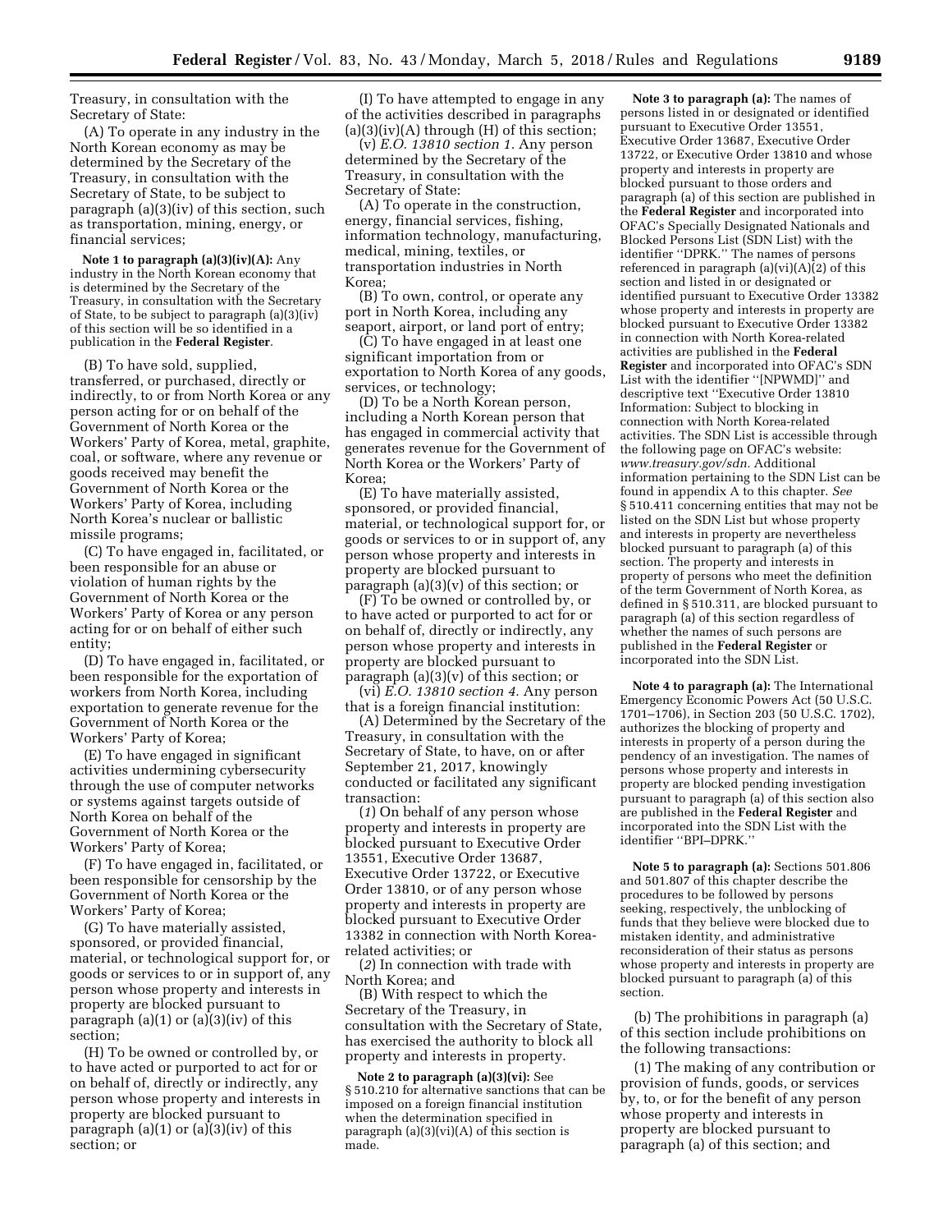Treasury, in consultation with the Secretary of State:

(A) To operate in any industry in the North Korean economy as may be determined by the Secretary of the Treasury, in consultation with the Secretary of State, to be subject to paragraph (a)(3)(iv) of this section, such as transportation, mining, energy, or financial services;

**Note 1 to paragraph (a)(3)(iv)(A):** Any industry in the North Korean economy that is determined by the Secretary of the Treasury, in consultation with the Secretary of State, to be subject to paragraph (a)(3)(iv) of this section will be so identified in a publication in the **Federal Register**.

(B) To have sold, supplied, transferred, or purchased, directly or indirectly, to or from North Korea or any person acting for or on behalf of the Government of North Korea or the Workers' Party of Korea, metal, graphite, coal, or software, where any revenue or goods received may benefit the Government of North Korea or the Workers' Party of Korea, including North Korea's nuclear or ballistic missile programs;

(C) To have engaged in, facilitated, or been responsible for an abuse or violation of human rights by the Government of North Korea or the Workers' Party of Korea or any person acting for or on behalf of either such entity;

(D) To have engaged in, facilitated, or been responsible for the exportation of workers from North Korea, including exportation to generate revenue for the Government of North Korea or the Workers' Party of Korea;

(E) To have engaged in significant activities undermining cybersecurity through the use of computer networks or systems against targets outside of North Korea on behalf of the Government of North Korea or the Workers' Party of Korea;

(F) To have engaged in, facilitated, or been responsible for censorship by the Government of North Korea or the Workers' Party of Korea;

(G) To have materially assisted, sponsored, or provided financial, material, or technological support for, or goods or services to or in support of, any person whose property and interests in property are blocked pursuant to paragraph (a)(1) or (a)(3)(iv) of this section;

(H) To be owned or controlled by, or to have acted or purported to act for or on behalf of, directly or indirectly, any person whose property and interests in property are blocked pursuant to paragraph (a)(1) or (a)(3)(iv) of this section; or

(I) To have attempted to engage in any of the activities described in paragraphs (a)(3)(iv)(A) through (H) of this section;

(v) *E.O. 13810 section 1.* Any person determined by the Secretary of the Treasury, in consultation with the Secretary of State:

(A) To operate in the construction, energy, financial services, fishing, information technology, manufacturing, medical, mining, textiles, or transportation industries in North Korea;

(B) To own, control, or operate any port in North Korea, including any seaport, airport, or land port of entry;

(C) To have engaged in at least one significant importation from or exportation to North Korea of any goods, services, or technology;

(D) To be a North Korean person, including a North Korean person that has engaged in commercial activity that generates revenue for the Government of North Korea or the Workers' Party of Korea;

(E) To have materially assisted, sponsored, or provided financial, material, or technological support for, or goods or services to or in support of, any person whose property and interests in property are blocked pursuant to paragraph (a)(3)(v) of this section; or

(F) To be owned or controlled by, or to have acted or purported to act for or on behalf of, directly or indirectly, any person whose property and interests in property are blocked pursuant to paragraph (a)(3)(v) of this section; or

(vi) *E.O. 13810 section 4.* Any person that is a foreign financial institution:

(A) Determined by the Secretary of the Treasury, in consultation with the Secretary of State, to have, on or after September 21, 2017, knowingly conducted or facilitated any significant transaction:

(*1*) On behalf of any person whose property and interests in property are blocked pursuant to Executive Order 13551, Executive Order 13687, Executive Order 13722, or Executive Order 13810, or of any person whose property and interests in property are blocked pursuant to Executive Order 13382 in connection with North Korea-related activities; or

(*2*) In connection with trade with North Korea; and

(B) With respect to which the Secretary of the Treasury, in consultation with the Secretary of State, has exercised the authority to block all property and interests in property.

**Note 2 to paragraph (a)(3)(vi):** See § 510.210 for alternative sanctions that can be imposed on a foreign financial institution when the determination specified in paragraph (a)(3)(vi)(A) of this section is made.

**Note 3 to paragraph (a):** The names of persons listed in or designated or identified pursuant to Executive Order 13551, Executive Order 13687, Executive Order 13722, or Executive Order 13810 and whose property and interests in property are blocked pursuant to those orders and paragraph (a) of this section are published in the **Federal Register** and incorporated into OFAC's Specially Designated Nationals and Blocked Persons List (SDN List) with the identifier "DPRK." The names of persons referenced in paragraph (a)(vi)(A)(*2*) of this section and listed in or designated or identified pursuant to Executive Order 13382 whose property and interests in property are blocked pursuant to Executive Order 13382 in connection with North Korea-related activities are published in the **Federal Register** and incorporated into OFAC's SDN List with the identifier "[NPWMD]" and descriptive text "Executive Order 13810 Information: Subject to blocking in connection with North Korea-related activities. The SDN List is accessible through the following page on OFAC's website: *www.treasury.gov/sdn.* Additional information pertaining to the SDN List can be found in appendix A to this chapter. *See* § 510.411 concerning entities that may not be listed on the SDN List but whose property and interests in property are nevertheless blocked pursuant to paragraph (a) of this section. The property and interests in property of persons who meet the definition of the term Government of North Korea, as defined in § 510.311, are blocked pursuant to paragraph (a) of this section regardless of whether the names of such persons are published in the **Federal Register** or incorporated into the SDN List.

**Note 4 to paragraph (a):** The International Emergency Economic Powers Act (50 U.S.C. 1701–1706), in Section 203 (50 U.S.C. 1702), authorizes the blocking of property and interests in property of a person during the pendency of an investigation. The names of persons whose property and interests in property are blocked pending investigation pursuant to paragraph (a) of this section also are published in the **Federal Register** and incorporated into the SDN List with the identifier "BPI–DPRK."

**Note 5 to paragraph (a):** Sections 501.806 and 501.807 of this chapter describe the procedures to be followed by persons seeking, respectively, the unblocking of funds that they believe were blocked due to mistaken identity, and administrative reconsideration of their status as persons whose property and interests in property are blocked pursuant to paragraph (a) of this section.

(b) The prohibitions in paragraph (a) of this section include prohibitions on the following transactions:

(1) The making of any contribution or provision of funds, goods, or services by, to, or for the benefit of any person whose property and interests in property are blocked pursuant to paragraph (a) of this section; and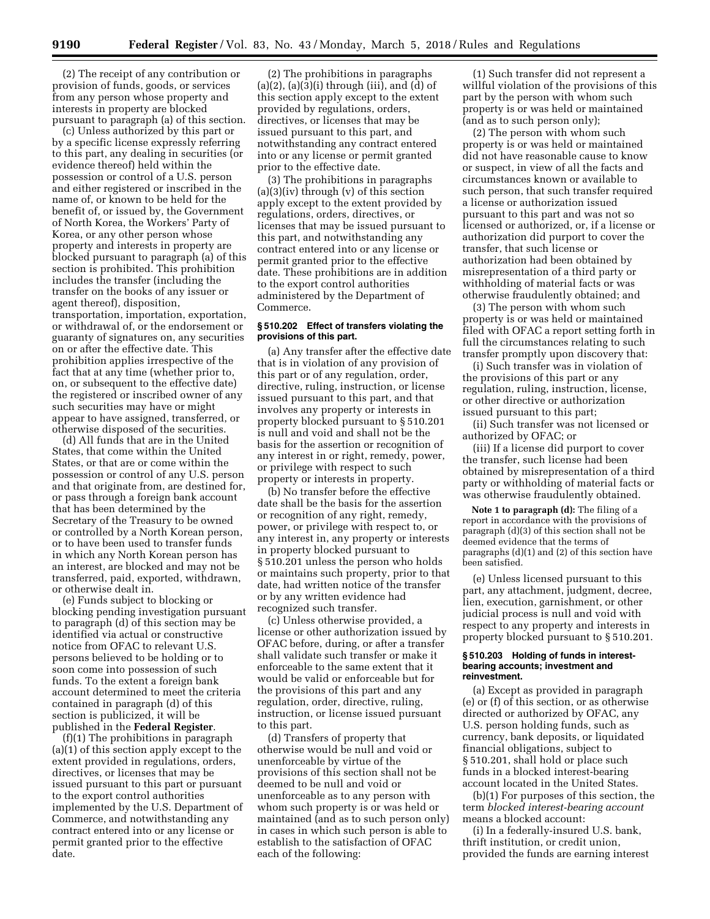(2) The receipt of any contribution or provision of funds, goods, or services from any person whose property and interests in property are blocked pursuant to paragraph (a) of this section.

(c) Unless authorized by this part or by a specific license expressly referring to this part, any dealing in securities (or evidence thereof) held within the possession or control of a U.S. person and either registered or inscribed in the name of, or known to be held for the benefit of, or issued by, the Government of North Korea, the Workers' Party of Korea, or any other person whose property and interests in property are blocked pursuant to paragraph (a) of this section is prohibited. This prohibition includes the transfer (including the transfer on the books of any issuer or agent thereof), disposition, transportation, importation, exportation, or withdrawal of, or the endorsement or guaranty of signatures on, any securities on or after the effective date. This prohibition applies irrespective of the fact that at any time (whether prior to, on, or subsequent to the effective date) the registered or inscribed owner of any such securities may have or might appear to have assigned, transferred, or otherwise disposed of the securities.

(d) All funds that are in the United States, that come within the United States, or that are or come within the possession or control of any U.S. person and that originate from, are destined for, or pass through a foreign bank account that has been determined by the Secretary of the Treasury to be owned or controlled by a North Korean person, or to have been used to transfer funds in which any North Korean person has an interest, are blocked and may not be transferred, paid, exported, withdrawn, or otherwise dealt in.

(e) Funds subject to blocking or blocking pending investigation pursuant to paragraph (d) of this section may be identified via actual or constructive notice from OFAC to relevant U.S. persons believed to be holding or to soon come into possession of such funds. To the extent a foreign bank account determined to meet the criteria contained in paragraph (d) of this section is publicized, it will be published in the **Federal Register**.

(f)(1) The prohibitions in paragraph (a)(1) of this section apply except to the extent provided in regulations, orders, directives, or licenses that may be issued pursuant to this part or pursuant to the export control authorities implemented by the U.S. Department of Commerce, and notwithstanding any contract entered into or any license or permit granted prior to the effective date.

(2) The prohibitions in paragraphs (a)(2), (a)(3)(i) through (iii), and (d) of this section apply except to the extent provided by regulations, orders, directives, or licenses that may be issued pursuant to this part, and notwithstanding any contract entered into or any license or permit granted prior to the effective date.

(3) The prohibitions in paragraphs (a)(3)(iv) through (v) of this section apply except to the extent provided by regulations, orders, directives, or licenses that may be issued pursuant to this part, and notwithstanding any contract entered into or any license or permit granted prior to the effective date. These prohibitions are in addition to the export control authorities administered by the Department of Commerce.

### § 510.202 Effect of transfers violating the provisions of this part.

(a) Any transfer after the effective date that is in violation of any provision of this part or of any regulation, order, directive, ruling, instruction, or license issued pursuant to this part, and that involves any property or interests in property blocked pursuant to § 510.201 is null and void and shall not be the basis for the assertion or recognition of any interest in or right, remedy, power, or privilege with respect to such property or interests in property.

(b) No transfer before the effective date shall be the basis for the assertion or recognition of any right, remedy, power, or privilege with respect to, or any interest in, any property or interests in property blocked pursuant to § 510.201 unless the person who holds or maintains such property, prior to that date, had written notice of the transfer or by any written evidence had recognized such transfer.

(c) Unless otherwise provided, a license or other authorization issued by OFAC before, during, or after a transfer shall validate such transfer or make it enforceable to the same extent that it would be valid or enforceable but for the provisions of this part and any regulation, order, directive, ruling, instruction, or license issued pursuant to this part.

(d) Transfers of property that otherwise would be null and void or unenforceable by virtue of the provisions of this section shall not be deemed to be null and void or unenforceable as to any person with whom such property is or was held or maintained (and as to such person only) in cases in which such person is able to establish to the satisfaction of OFAC each of the following:

(1) Such transfer did not represent a willful violation of the provisions of this part by the person with whom such property is or was held or maintained (and as to such person only);

(2) The person with whom such property is or was held or maintained did not have reasonable cause to know or suspect, in view of all the facts and circumstances known or available to such person, that such transfer required a license or authorization issued pursuant to this part and was not so licensed or authorized, or, if a license or authorization did purport to cover the transfer, that such license or authorization had been obtained by misrepresentation of a third party or withholding of material facts or was otherwise fraudulently obtained; and

(3) The person with whom such property is or was held or maintained filed with OFAC a report setting forth in full the circumstances relating to such transfer promptly upon discovery that:

(i) Such transfer was in violation of the provisions of this part or any regulation, ruling, instruction, license, or other directive or authorization issued pursuant to this part;

(ii) Such transfer was not licensed or authorized by OFAC; or

(iii) If a license did purport to cover the transfer, such license had been obtained by misrepresentation of a third party or withholding of material facts or was otherwise fraudulently obtained.

**Note 1 to paragraph (d):** The filing of a report in accordance with the provisions of paragraph (d)(3) of this section shall not be deemed evidence that the terms of paragraphs (d)(1) and (2) of this section have been satisfied.

(e) Unless licensed pursuant to this part, any attachment, judgment, decree, lien, execution, garnishment, or other judicial process is null and void with respect to any property and interests in property blocked pursuant to § 510.201.

### § 510.203 Holding of funds in interest-bearing accounts; investment and reinvestment.

(a) Except as provided in paragraph (e) or (f) of this section, or as otherwise directed or authorized by OFAC, any U.S. person holding funds, such as currency, bank deposits, or liquidated financial obligations, subject to § 510.201, shall hold or place such funds in a blocked interest-bearing account located in the United States.

(b)(1) For purposes of this section, the term *blocked interest-bearing account* means a blocked account:

(i) In a federally-insured U.S. bank, thrift institution, or credit union, provided the funds are earning interest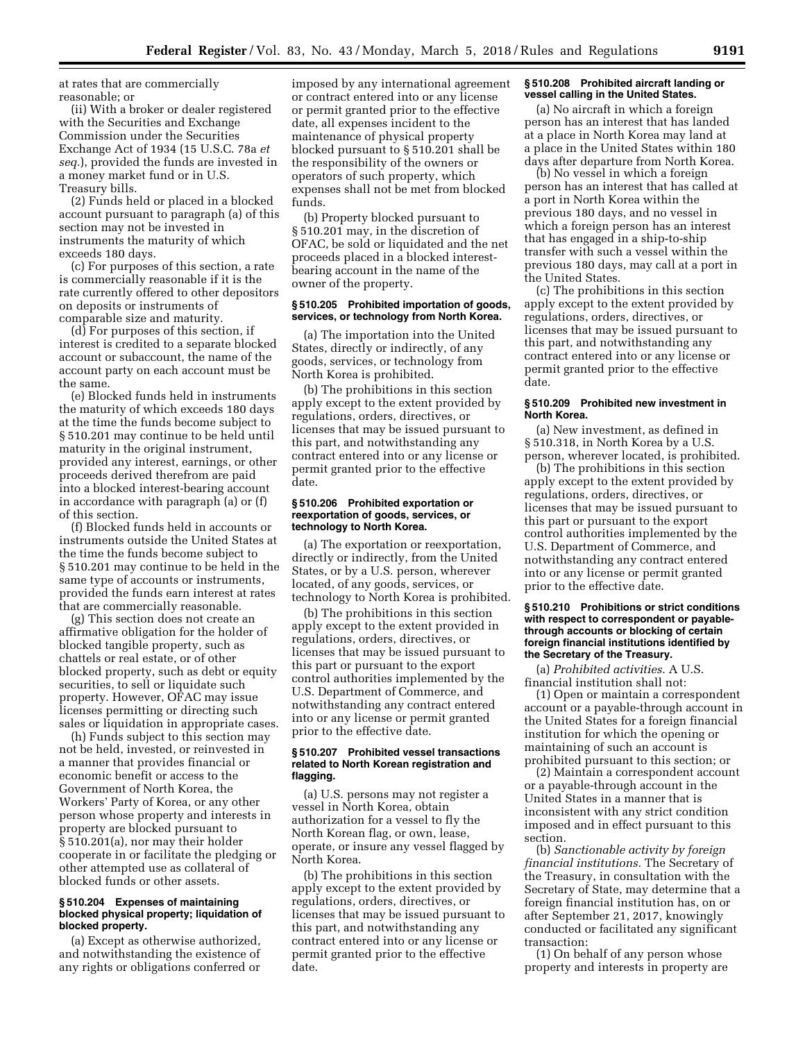at rates that are commercially reasonable; or

(ii) With a broker or dealer registered with the Securities and Exchange Commission under the Securities Exchange Act of 1934 (15 U.S.C. 78a *et seq.*), provided the funds are invested in a money market fund or in U.S. Treasury bills.

(2) Funds held or placed in a blocked account pursuant to paragraph (a) of this section may not be invested in instruments the maturity of which exceeds 180 days.

(c) For purposes of this section, a rate is commercially reasonable if it is the rate currently offered to other depositors on deposits or instruments of comparable size and maturity.

(d) For purposes of this section, if interest is credited to a separate blocked account or subaccount, the name of the account party on each account must be the same.

(e) Blocked funds held in instruments the maturity of which exceeds 180 days at the time the funds become subject to § 510.201 may continue to be held until maturity in the original instrument, provided any interest, earnings, or other proceeds derived therefrom are paid into a blocked interest-bearing account in accordance with paragraph (a) or (f) of this section.

(f) Blocked funds held in accounts or instruments outside the United States at the time the funds become subject to § 510.201 may continue to be held in the same type of accounts or instruments, provided the funds earn interest at rates that are commercially reasonable.

(g) This section does not create an affirmative obligation for the holder of blocked tangible property, such as chattels or real estate, or of other blocked property, such as debt or equity securities, to sell or liquidate such property. However, OFAC may issue licenses permitting or directing such sales or liquidation in appropriate cases.

(h) Funds subject to this section may not be held, invested, or reinvested in a manner that provides financial or economic benefit or access to the Government of North Korea, the Workers' Party of Korea, or any other person whose property and interests in property are blocked pursuant to § 510.201(a), nor may their holder cooperate in or facilitate the pledging or other attempted use as collateral of blocked funds or other assets.

### § 510.204 Expenses of maintaining blocked physical property; liquidation of blocked property.

(a) Except as otherwise authorized, and notwithstanding the existence of any rights or obligations conferred or imposed by any international agreement or contract entered into or any license or permit granted prior to the effective date, all expenses incident to the maintenance of physical property blocked pursuant to § 510.201 shall be the responsibility of the owners or operators of such property, which expenses shall not be met from blocked funds.

(b) Property blocked pursuant to § 510.201 may, in the discretion of OFAC, be sold or liquidated and the net proceeds placed in a blocked interest-bearing account in the name of the owner of the property.

### § 510.205 Prohibited importation of goods, services, or technology from North Korea.

(a) The importation into the United States, directly or indirectly, of any goods, services, or technology from North Korea is prohibited.

(b) The prohibitions in this section apply except to the extent provided by regulations, orders, directives, or licenses that may be issued pursuant to this part, and notwithstanding any contract entered into or any license or permit granted prior to the effective date.

### § 510.206 Prohibited exportation or reexportation of goods, services, or technology to North Korea.

(a) The exportation or reexportation, directly or indirectly, from the United States, or by a U.S. person, wherever located, of any goods, services, or technology to North Korea is prohibited.

(b) The prohibitions in this section apply except to the extent provided in regulations, orders, directives, or licenses that may be issued pursuant to this part or pursuant to the export control authorities implemented by the U.S. Department of Commerce, and notwithstanding any contract entered into or any license or permit granted prior to the effective date.

### § 510.207 Prohibited vessel transactions related to North Korean registration and flagging.

(a) U.S. persons may not register a vessel in North Korea, obtain authorization for a vessel to fly the North Korean flag, or own, lease, operate, or insure any vessel flagged by North Korea.

(b) The prohibitions in this section apply except to the extent provided by regulations, orders, directives, or licenses that may be issued pursuant to this part, and notwithstanding any contract entered into or any license or permit granted prior to the effective date.

### § 510.208 Prohibited aircraft landing or vessel calling in the United States.

(a) No aircraft in which a foreign person has an interest that has landed at a place in North Korea may land at a place in the United States within 180 days after departure from North Korea.

(b) No vessel in which a foreign person has an interest that has called at a port in North Korea within the previous 180 days, and no vessel in which a foreign person has an interest that has engaged in a ship-to-ship transfer with such a vessel within the previous 180 days, may call at a port in the United States.

(c) The prohibitions in this section apply except to the extent provided by regulations, orders, directives, or licenses that may be issued pursuant to this part, and notwithstanding any contract entered into or any license or permit granted prior to the effective date.

### § 510.209 Prohibited new investment in North Korea.

(a) New investment, as defined in § 510.318, in North Korea by a U.S. person, wherever located, is prohibited.

(b) The prohibitions in this section apply except to the extent provided by regulations, orders, directives, or licenses that may be issued pursuant to this part or pursuant to the export control authorities implemented by the U.S. Department of Commerce, and notwithstanding any contract entered into or any license or permit granted prior to the effective date.

### § 510.210 Prohibitions or strict conditions with respect to correspondent or payable-through accounts or blocking of certain foreign financial institutions identified by the Secretary of the Treasury.

(a) *Prohibited activities.* A U.S. financial institution shall not:

(1) Open or maintain a correspondent account or a payable-through account in the United States for a foreign financial institution for which the opening or maintaining of such an account is prohibited pursuant to this section; or

(2) Maintain a correspondent account or a payable-through account in the United States in a manner that is inconsistent with any strict condition imposed and in effect pursuant to this section.

(b) *Sanctionable activity by foreign financial institutions.* The Secretary of the Treasury, in consultation with the Secretary of State, may determine that a foreign financial institution has, on or after September 21, 2017, knowingly conducted or facilitated any significant transaction:

(1) On behalf of any person whose property and interests in property are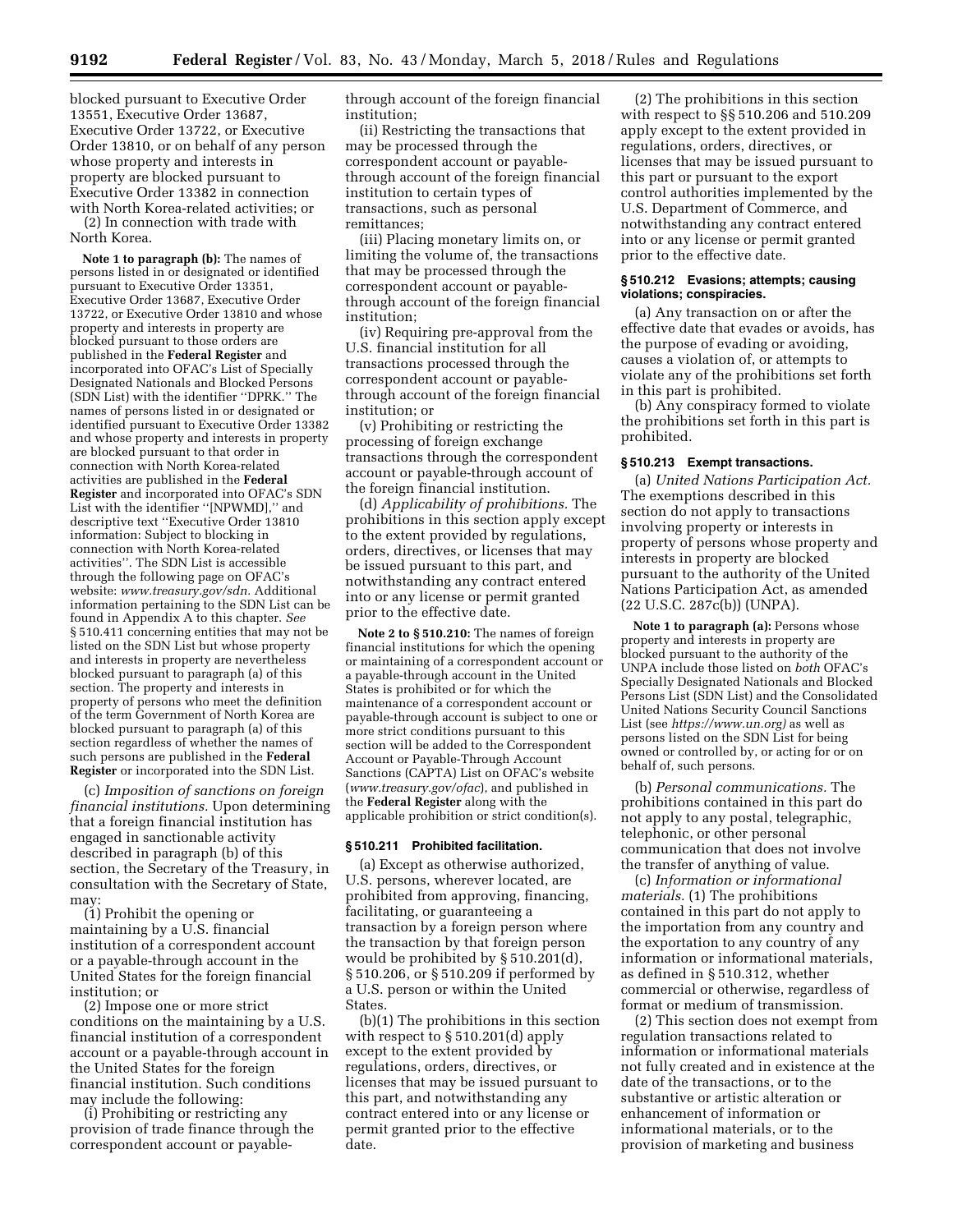blocked pursuant to Executive Order 13551, Executive Order 13687, Executive Order 13722, or Executive Order 13810, or on behalf of any person whose property and interests in property are blocked pursuant to Executive Order 13382 in connection with North Korea-related activities; or

(2) In connection with trade with North Korea.

**Note 1 to paragraph (b):** The names of persons listed in or designated or identified pursuant to Executive Order 13351, Executive Order 13687, Executive Order 13722, or Executive Order 13810 and whose property and interests in property are blocked pursuant to those orders are published in the **Federal Register** and incorporated into OFAC's List of Specially Designated Nationals and Blocked Persons (SDN List) with the identifier ''DPRK.'' The names of persons listed in or designated or identified pursuant to Executive Order 13382 and whose property and interests in property are blocked pursuant to that order in connection with North Korea-related activities are published in the **Federal Register** and incorporated into OFAC's SDN List with the identifier ''[NPWMD],'' and descriptive text ''Executive Order 13810 information: Subject to blocking in connection with North Korea-related activities''. The SDN List is accessible through the following page on OFAC's website: *www.treasury.gov/sdn.* Additional information pertaining to the SDN List can be found in Appendix A to this chapter. *See* § 510.411 concerning entities that may not be listed on the SDN List but whose property and interests in property are nevertheless blocked pursuant to paragraph (a) of this section. The property and interests in property of persons who meet the definition of the term Government of North Korea are blocked pursuant to paragraph (a) of this section regardless of whether the names of such persons are published in the **Federal Register** or incorporated into the SDN List.

(c) *Imposition of sanctions on foreign financial institutions.* Upon determining that a foreign financial institution has engaged in sanctionable activity described in paragraph (b) of this section, the Secretary of the Treasury, in consultation with the Secretary of State, may:

(1) Prohibit the opening or maintaining by a U.S. financial institution of a correspondent account or a payable-through account in the United States for the foreign financial institution; or

(2) Impose one or more strict conditions on the maintaining by a U.S. financial institution of a correspondent account or a payable-through account in the United States for the foreign financial institution. Such conditions may include the following:

(i) Prohibiting or restricting any provision of trade finance through the correspondent account or payable-through account of the foreign financial institution;

(ii) Restricting the transactions that may be processed through the correspondent account or payable-through account of the foreign financial institution to certain types of transactions, such as personal remittances;

(iii) Placing monetary limits on, or limiting the volume of, the transactions that may be processed through the correspondent account or payable-through account of the foreign financial institution;

(iv) Requiring pre-approval from the U.S. financial institution for all transactions processed through the correspondent account or payable-through account of the foreign financial institution; or

(v) Prohibiting or restricting the processing of foreign exchange transactions through the correspondent account or payable-through account of the foreign financial institution.

(d) *Applicability of prohibitions.* The prohibitions in this section apply except to the extent provided by regulations, orders, directives, or licenses that may be issued pursuant to this part, and notwithstanding any contract entered into or any license or permit granted prior to the effective date.

**Note 2 to § 510.210:** The names of foreign financial institutions for which the opening or maintaining of a correspondent account or a payable-through account in the United States is prohibited or for which the maintenance of a correspondent account or payable-through account is subject to one or more strict conditions pursuant to this section will be added to the Correspondent Account or Payable-Through Account Sanctions (CAPTA) List on OFAC's website (*www.treasury.gov/ofac*), and published in the **Federal Register** along with the applicable prohibition or strict condition(s).

### § 510.211 Prohibited facilitation.

(a) Except as otherwise authorized, U.S. persons, wherever located, are prohibited from approving, financing, facilitating, or guaranteeing a transaction by a foreign person where the transaction by that foreign person would be prohibited by § 510.201(d), § 510.206, or § 510.209 if performed by a U.S. person or within the United States.

(b)(1) The prohibitions in this section with respect to § 510.201(d) apply except to the extent provided by regulations, orders, directives, or licenses that may be issued pursuant to this part, and notwithstanding any contract entered into or any license or permit granted prior to the effective date.

(2) The prohibitions in this section with respect to §§ 510.206 and 510.209 apply except to the extent provided in regulations, orders, directives, or licenses that may be issued pursuant to this part or pursuant to the export control authorities implemented by the U.S. Department of Commerce, and notwithstanding any contract entered into or any license or permit granted prior to the effective date.

### § 510.212 Evasions; attempts; causing violations; conspiracies.

(a) Any transaction on or after the effective date that evades or avoids, has the purpose of evading or avoiding, causes a violation of, or attempts to violate any of the prohibitions set forth in this part is prohibited.

(b) Any conspiracy formed to violate the prohibitions set forth in this part is prohibited.

### § 510.213 Exempt transactions.

(a) *United Nations Participation Act.* The exemptions described in this section do not apply to transactions involving property or interests in property of persons whose property and interests in property are blocked pursuant to the authority of the United Nations Participation Act, as amended (22 U.S.C. 287c(b)) (UNPA).

**Note 1 to paragraph (a):** Persons whose property and interests in property are blocked pursuant to the authority of the UNPA include those listed on *both* OFAC's Specially Designated Nationals and Blocked Persons List (SDN List) and the Consolidated United Nations Security Council Sanctions List (see *https://www.un.org)* as well as persons listed on the SDN List for being owned or controlled by, or acting for or on behalf of, such persons.

(b) *Personal communications.* The prohibitions contained in this part do not apply to any postal, telegraphic, telephonic, or other personal communication that does not involve the transfer of anything of value.

(c) *Information or informational materials.* (1) The prohibitions contained in this part do not apply to the importation from any country and the exportation to any country of any information or informational materials, as defined in § 510.312, whether commercial or otherwise, regardless of format or medium of transmission.

(2) This section does not exempt from regulation transactions related to information or informational materials not fully created and in existence at the date of the transactions, or to the substantive or artistic alteration or enhancement of information or informational materials, or to the provision of marketing and business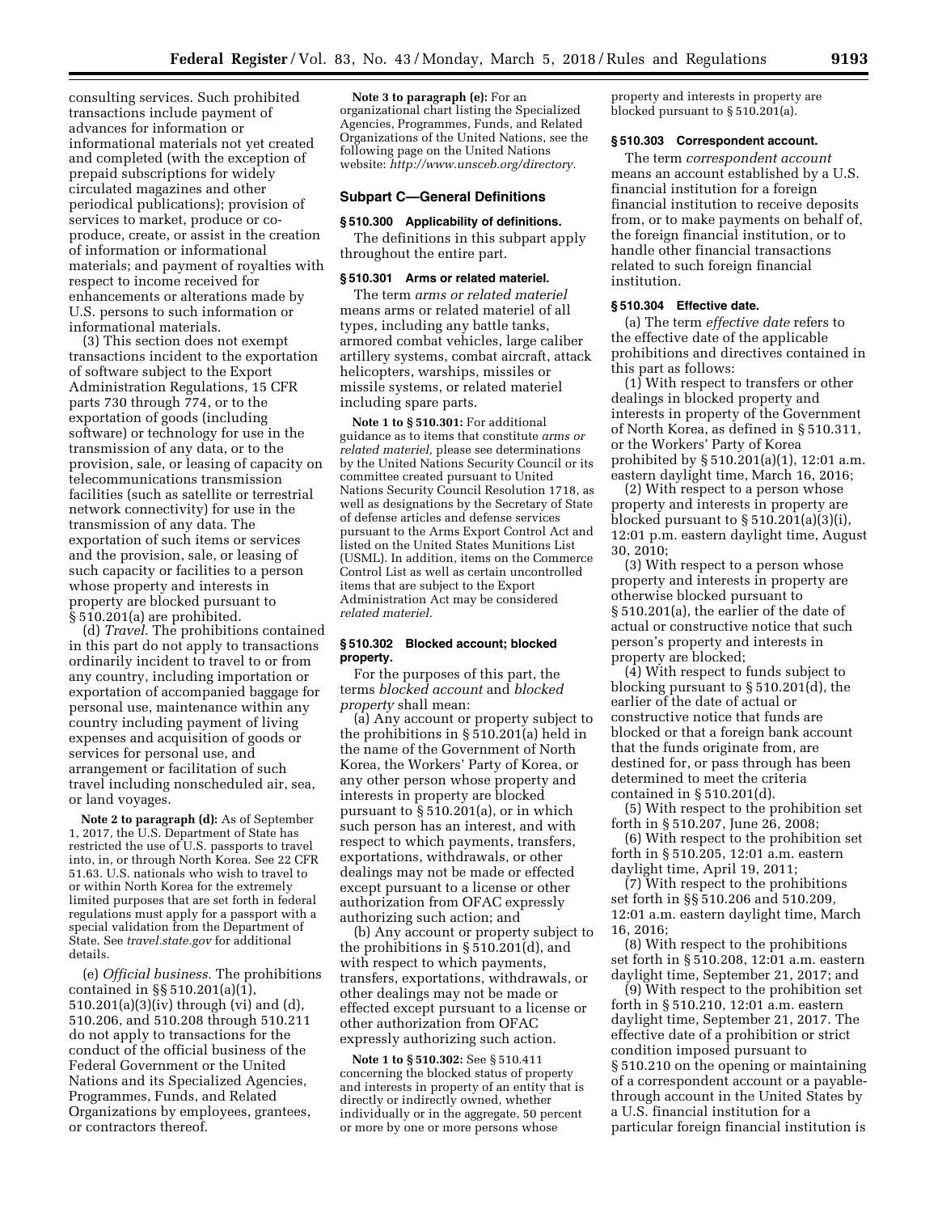consulting services. Such prohibited transactions include payment of advances for information or informational materials not yet created and completed (with the exception of prepaid subscriptions for widely circulated magazines and other periodical publications); provision of services to market, produce or co-produce, create, or assist in the creation of information or informational materials; and payment of royalties with respect to income received for enhancements or alterations made by U.S. persons to such information or informational materials.

(3) This section does not exempt transactions incident to the exportation of software subject to the Export Administration Regulations, 15 CFR parts 730 through 774, or to the exportation of goods (including software) or technology for use in the transmission of any data, or to the provision, sale, or leasing of capacity on telecommunications transmission facilities (such as satellite or terrestrial network connectivity) for use in the transmission of any data. The exportation of such items or services and the provision, sale, or leasing of such capacity or facilities to a person whose property and interests in property are blocked pursuant to § 510.201(a) are prohibited.

(d) *Travel.* The prohibitions contained in this part do not apply to transactions ordinarily incident to travel to or from any country, including importation or exportation of accompanied baggage for personal use, maintenance within any country including payment of living expenses and acquisition of goods or services for personal use, and arrangement or facilitation of such travel including nonscheduled air, sea, or land voyages.

**Note 2 to paragraph (d):** As of September 1, 2017, the U.S. Department of State has restricted the use of U.S. passports to travel into, in, or through North Korea. See 22 CFR 51.63. U.S. nationals who wish to travel to or within North Korea for the extremely limited purposes that are set forth in federal regulations must apply for a passport with a special validation from the Department of State. See *travel.state.gov* for additional details.

(e) *Official business.* The prohibitions contained in §§ 510.201(a)(1), 510.201(a)(3)(iv) through (vi) and (d), 510.206, and 510.208 through 510.211 do not apply to transactions for the conduct of the official business of the Federal Government or the United Nations and its Specialized Agencies, Programmes, Funds, and Related Organizations by employees, grantees, or contractors thereof.

**Note 3 to paragraph (e):** For an organizational chart listing the Specialized Agencies, Programmes, Funds, and Related Organizations of the United Nations, see the following page on the United Nations website: *http://www.unsceb.org/directory.*

## Subpart C—General Definitions

### § 510.300 Applicability of definitions.

The definitions in this subpart apply throughout the entire part.

### § 510.301 Arms or related materiel.

The term *arms or related materiel* means arms or related materiel of all types, including any battle tanks, armored combat vehicles, large caliber artillery systems, combat aircraft, attack helicopters, warships, missiles or missile systems, or related materiel including spare parts.

**Note 1 to § 510.301:** For additional guidance as to items that constitute *arms or related materiel,* please see determinations by the United Nations Security Council or its committee created pursuant to United Nations Security Council Resolution 1718, as well as designations by the Secretary of State of defense articles and defense services pursuant to the Arms Export Control Act and listed on the United States Munitions List (USML). In addition, items on the Commerce Control List as well as certain uncontrolled items that are subject to the Export Administration Act may be considered *related materiel.*

### § 510.302 Blocked account; blocked property.

For the purposes of this part, the terms *blocked account* and *blocked property* shall mean:

(a) Any account or property subject to the prohibitions in § 510.201(a) held in the name of the Government of North Korea, the Workers' Party of Korea, or any other person whose property and interests in property are blocked pursuant to § 510.201(a), or in which such person has an interest, and with respect to which payments, transfers, exportations, withdrawals, or other dealings may not be made or effected except pursuant to a license or other authorization from OFAC expressly authorizing such action; and

(b) Any account or property subject to the prohibitions in § 510.201(d), and with respect to which payments, transfers, exportations, withdrawals, or other dealings may not be made or effected except pursuant to a license or other authorization from OFAC expressly authorizing such action.

**Note 1 to § 510.302:** See § 510.411 concerning the blocked status of property and interests in property of an entity that is directly or indirectly owned, whether individually or in the aggregate, 50 percent or more by one or more persons whose property and interests in property are blocked pursuant to § 510.201(a).

### § 510.303 Correspondent account.

The term *correspondent account* means an account established by a U.S. financial institution for a foreign financial institution to receive deposits from, or to make payments on behalf of, the foreign financial institution, or to handle other financial transactions related to such foreign financial institution.

### § 510.304 Effective date.

(a) The term *effective date* refers to the effective date of the applicable prohibitions and directives contained in this part as follows:

(1) With respect to transfers or other dealings in blocked property and interests in property of the Government of North Korea, as defined in § 510.311, or the Workers' Party of Korea prohibited by § 510.201(a)(1), 12:01 a.m. eastern daylight time, March 16, 2016;

(2) With respect to a person whose property and interests in property are blocked pursuant to § 510.201(a)(3)(i), 12:01 p.m. eastern daylight time, August 30, 2010;

(3) With respect to a person whose property and interests in property are otherwise blocked pursuant to § 510.201(a), the earlier of the date of actual or constructive notice that such person's property and interests in property are blocked;

(4) With respect to funds subject to blocking pursuant to § 510.201(d), the earlier of the date of actual or constructive notice that funds are blocked or that a foreign bank account that the funds originate from, are destined for, or pass through has been determined to meet the criteria contained in § 510.201(d).

(5) With respect to the prohibition set forth in § 510.207, June 26, 2008;

(6) With respect to the prohibition set forth in § 510.205, 12:01 a.m. eastern daylight time, April 19, 2011;

(7) With respect to the prohibitions set forth in §§ 510.206 and 510.209, 12:01 a.m. eastern daylight time, March 16, 2016;

(8) With respect to the prohibitions set forth in § 510.208, 12:01 a.m. eastern daylight time, September 21, 2017; and

(9) With respect to the prohibition set forth in § 510.210, 12:01 a.m. eastern daylight time, September 21, 2017. The effective date of a prohibition or strict condition imposed pursuant to § 510.210 on the opening or maintaining of a correspondent account or a payable-through account in the United States by a U.S. financial institution for a particular foreign financial institution is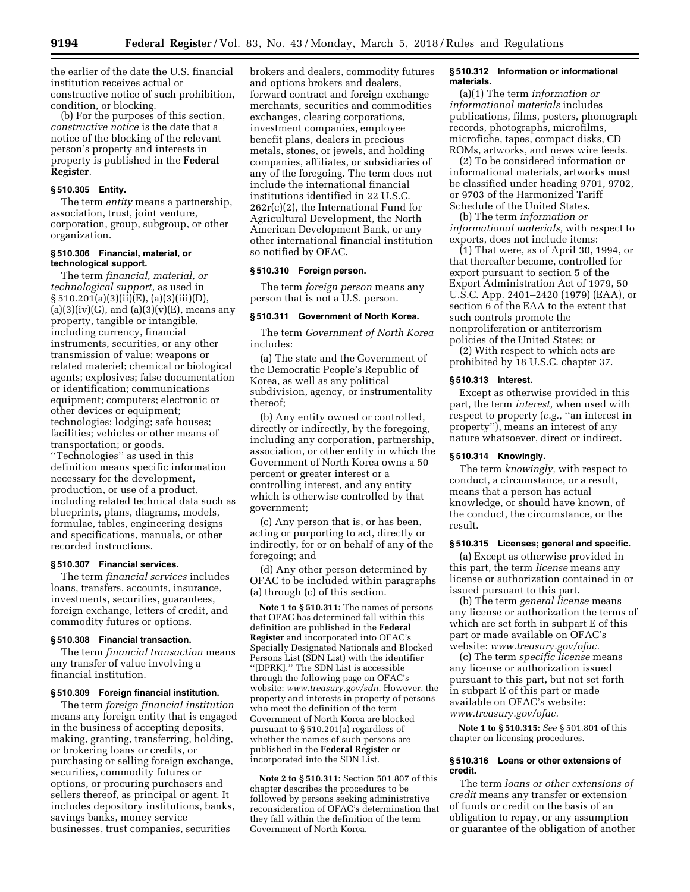the earlier of the date the U.S. financial institution receives actual or constructive notice of such prohibition, condition, or blocking.

(b) For the purposes of this section, *constructive notice* is the date that a notice of the blocking of the relevant person's property and interests in property is published in the **Federal Register**.

### § 510.305 Entity.

The term *entity* means a partnership, association, trust, joint venture, corporation, group, subgroup, or other organization.

### § 510.306 Financial, material, or technological support.

The term *financial, material, or technological support,* as used in § 510.201(a)(3)(ii)(E), (a)(3)(iii)(D), (a)(3)(iv)(G), and (a)(3)(v)(E), means any property, tangible or intangible, including currency, financial instruments, securities, or any other transmission of value; weapons or related materiel; chemical or biological agents; explosives; false documentation or identification; communications equipment; computers; electronic or other devices or equipment; technologies; lodging; safe houses; facilities; vehicles or other means of transportation; or goods. "Technologies" as used in this definition means specific information necessary for the development, production, or use of a product, including related technical data such as blueprints, plans, diagrams, models, formulae, tables, engineering designs and specifications, manuals, or other recorded instructions.

### § 510.307 Financial services.

The term *financial services* includes loans, transfers, accounts, insurance, investments, securities, guarantees, foreign exchange, letters of credit, and commodity futures or options.

### § 510.308 Financial transaction.

The term *financial transaction* means any transfer of value involving a financial institution.

### § 510.309 Foreign financial institution.

The term *foreign financial institution* means any foreign entity that is engaged in the business of accepting deposits, making, granting, transferring, holding, or brokering loans or credits, or purchasing or selling foreign exchange, securities, commodity futures or options, or procuring purchasers and sellers thereof, as principal or agent. It includes depository institutions, banks, savings banks, money service businesses, trust companies, securities brokers and dealers, commodity futures and options brokers and dealers, forward contract and foreign exchange merchants, securities and commodities exchanges, clearing corporations, investment companies, employee benefit plans, dealers in precious metals, stones, or jewels, and holding companies, affiliates, or subsidiaries of any of the foregoing. The term does not include the international financial institutions identified in 22 U.S.C. 262r(c)(2), the International Fund for Agricultural Development, the North American Development Bank, or any other international financial institution so notified by OFAC.

### § 510.310 Foreign person.

The term *foreign person* means any person that is not a U.S. person.

### § 510.311 Government of North Korea.

The term *Government of North Korea* includes:

(a) The state and the Government of the Democratic People's Republic of Korea, as well as any political subdivision, agency, or instrumentality thereof;

(b) Any entity owned or controlled, directly or indirectly, by the foregoing, including any corporation, partnership, association, or other entity in which the Government of North Korea owns a 50 percent or greater interest or a controlling interest, and any entity which is otherwise controlled by that government;

(c) Any person that is, or has been, acting or purporting to act, directly or indirectly, for or on behalf of any of the foregoing; and

(d) Any other person determined by OFAC to be included within paragraphs (a) through (c) of this section.

**Note 1 to § 510.311:** The names of persons that OFAC has determined fall within this definition are published in the **Federal Register** and incorporated into OFAC's Specially Designated Nationals and Blocked Persons List (SDN List) with the identifier "[DPRK]." The SDN List is accessible through the following page on OFAC's website: *www.treasury.gov/sdn.* However, the property and interests in property of persons who meet the definition of the term Government of North Korea are blocked pursuant to § 510.201(a) regardless of whether the names of such persons are published in the **Federal Register** or incorporated into the SDN List.

**Note 2 to § 510.311:** Section 501.807 of this chapter describes the procedures to be followed by persons seeking administrative reconsideration of OFAC's determination that they fall within the definition of the term Government of North Korea.

### § 510.312 Information or informational materials.

(a)(1) The term *information or informational materials* includes publications, films, posters, phonograph records, photographs, microfilms, microfiche, tapes, compact disks, CD ROMs, artworks, and news wire feeds.

(2) To be considered information or informational materials, artworks must be classified under heading 9701, 9702, or 9703 of the Harmonized Tariff Schedule of the United States.

(b) The term *information or informational materials,* with respect to exports, does not include items:

(1) That were, as of April 30, 1994, or that thereafter become, controlled for export pursuant to section 5 of the Export Administration Act of 1979, 50 U.S.C. App. 2401–2420 (1979) (EAA), or section 6 of the EAA to the extent that such controls promote the nonproliferation or antiterrorism policies of the United States; or

(2) With respect to which acts are prohibited by 18 U.S.C. chapter 37.

### § 510.313 Interest.

Except as otherwise provided in this part, the term *interest,* when used with respect to property (*e.g.,* "an interest in property"), means an interest of any nature whatsoever, direct or indirect.

### § 510.314 Knowingly.

The term *knowingly,* with respect to conduct, a circumstance, or a result, means that a person has actual knowledge, or should have known, of the conduct, the circumstance, or the result.

### § 510.315 Licenses; general and specific.

(a) Except as otherwise provided in this part, the term *license* means any license or authorization contained in or issued pursuant to this part.

(b) The term *general license* means any license or authorization the terms of which are set forth in subpart E of this part or made available on OFAC's website: *www.treasury.gov/ofac.*

(c) The term *specific license* means any license or authorization issued pursuant to this part, but not set forth in subpart E of this part or made available on OFAC's website: *www.treasury.gov/ofac.*

**Note 1 to § 510.315:** *See* § 501.801 of this chapter on licensing procedures.

### § 510.316 Loans or other extensions of credit.

The term *loans or other extensions of credit* means any transfer or extension of funds or credit on the basis of an obligation to repay, or any assumption or guarantee of the obligation of another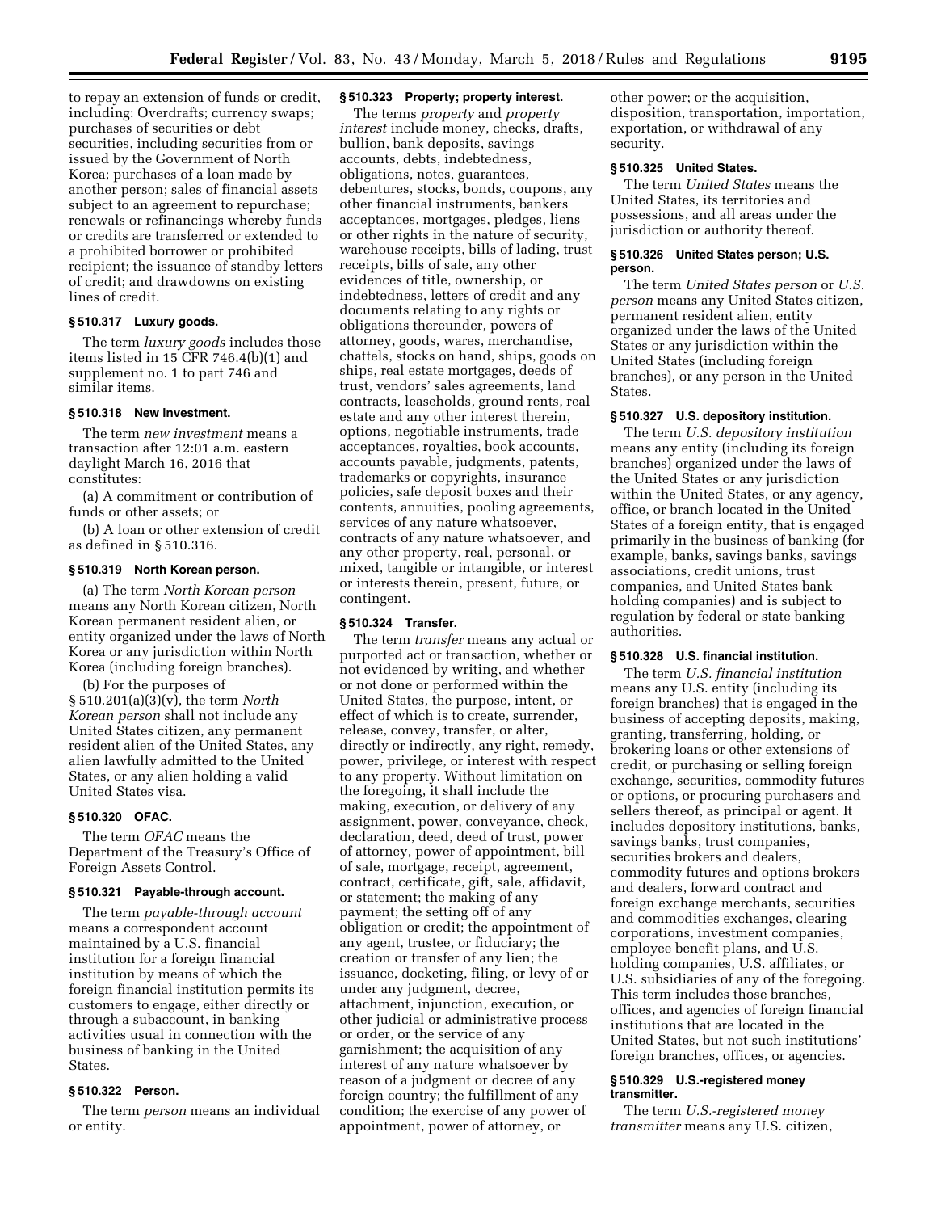to repay an extension of funds or credit, including: Overdrafts; currency swaps; purchases of securities or debt securities, including securities from or issued by the Government of North Korea; purchases of a loan made by another person; sales of financial assets subject to an agreement to repurchase; renewals or refinancings whereby funds or credits are transferred or extended to a prohibited borrower or prohibited recipient; the issuance of standby letters of credit; and drawdowns on existing lines of credit.

### § 510.317 Luxury goods.

The term *luxury goods* includes those items listed in 15 CFR 746.4(b)(1) and supplement no. 1 to part 746 and similar items.

### § 510.318 New investment.

The term *new investment* means a transaction after 12:01 a.m. eastern daylight March 16, 2016 that constitutes:

(a) A commitment or contribution of funds or other assets; or

(b) A loan or other extension of credit as defined in § 510.316.

### § 510.319 North Korean person.

(a) The term *North Korean person* means any North Korean citizen, North Korean permanent resident alien, or entity organized under the laws of North Korea or any jurisdiction within North Korea (including foreign branches).

(b) For the purposes of § 510.201(a)(3)(v), the term *North Korean person* shall not include any United States citizen, any permanent resident alien of the United States, any alien lawfully admitted to the United States, or any alien holding a valid United States visa.

### § 510.320 OFAC.

The term *OFAC* means the Department of the Treasury's Office of Foreign Assets Control.

### § 510.321 Payable-through account.

The term *payable-through account* means a correspondent account maintained by a U.S. financial institution for a foreign financial institution by means of which the foreign financial institution permits its customers to engage, either directly or through a subaccount, in banking activities usual in connection with the business of banking in the United States.

### § 510.322 Person.

The term *person* means an individual or entity.

### § 510.323 Property; property interest.

The terms *property* and *property interest* include money, checks, drafts, bullion, bank deposits, savings accounts, debts, indebtedness, obligations, notes, guarantees, debentures, stocks, bonds, coupons, any other financial instruments, bankers acceptances, mortgages, pledges, liens or other rights in the nature of security, warehouse receipts, bills of lading, trust receipts, bills of sale, any other evidences of title, ownership, or indebtedness, letters of credit and any documents relating to any rights or obligations thereunder, powers of attorney, goods, wares, merchandise, chattels, stocks on hand, ships, goods on ships, real estate mortgages, deeds of trust, vendors' sales agreements, land contracts, leaseholds, ground rents, real estate and any other interest therein, options, negotiable instruments, trade acceptances, royalties, book accounts, accounts payable, judgments, patents, trademarks or copyrights, insurance policies, safe deposit boxes and their contents, annuities, pooling agreements, services of any nature whatsoever, contracts of any nature whatsoever, and any other property, real, personal, or mixed, tangible or intangible, or interest or interests therein, present, future, or contingent.

### § 510.324 Transfer.

The term *transfer* means any actual or purported act or transaction, whether or not evidenced by writing, and whether or not done or performed within the United States, the purpose, intent, or effect of which is to create, surrender, release, convey, transfer, or alter, directly or indirectly, any right, remedy, power, privilege, or interest with respect to any property. Without limitation on the foregoing, it shall include the making, execution, or delivery of any assignment, power, conveyance, check, declaration, deed, deed of trust, power of attorney, power of appointment, bill of sale, mortgage, receipt, agreement, contract, certificate, gift, sale, affidavit, or statement; the making of any payment; the setting off of any obligation or credit; the appointment of any agent, trustee, or fiduciary; the creation or transfer of any lien; the issuance, docketing, filing, or levy of or under any judgment, decree, attachment, injunction, execution, or other judicial or administrative process or order, or the service of any garnishment; the acquisition of any interest of any nature whatsoever by reason of a judgment or decree of any foreign country; the fulfillment of any condition; the exercise of any power of appointment, power of attorney, or other power; or the acquisition, disposition, transportation, importation, exportation, or withdrawal of any security.

### § 510.325 United States.

The term *United States* means the United States, its territories and possessions, and all areas under the jurisdiction or authority thereof.

### § 510.326 United States person; U.S. person.

The term *United States person* or *U.S. person* means any United States citizen, permanent resident alien, entity organized under the laws of the United States or any jurisdiction within the United States (including foreign branches), or any person in the United States.

### § 510.327 U.S. depository institution.

The term *U.S. depository institution* means any entity (including its foreign branches) organized under the laws of the United States or any jurisdiction within the United States, or any agency, office, or branch located in the United States of a foreign entity, that is engaged primarily in the business of banking (for example, banks, savings banks, savings associations, credit unions, trust companies, and United States bank holding companies) and is subject to regulation by federal or state banking authorities.

### § 510.328 U.S. financial institution.

The term *U.S. financial institution* means any U.S. entity (including its foreign branches) that is engaged in the business of accepting deposits, making, granting, transferring, holding, or brokering loans or other extensions of credit, or purchasing or selling foreign exchange, securities, commodity futures or options, or procuring purchasers and sellers thereof, as principal or agent. It includes depository institutions, banks, savings banks, trust companies, securities brokers and dealers, commodity futures and options brokers and dealers, forward contract and foreign exchange merchants, securities and commodities exchanges, clearing corporations, investment companies, employee benefit plans, and U.S. holding companies, U.S. affiliates, or U.S. subsidiaries of any of the foregoing. This term includes those branches, offices, and agencies of foreign financial institutions that are located in the United States, but not such institutions' foreign branches, offices, or agencies.

### § 510.329 U.S.-registered money transmitter.

The term *U.S.-registered money transmitter* means any U.S. citizen,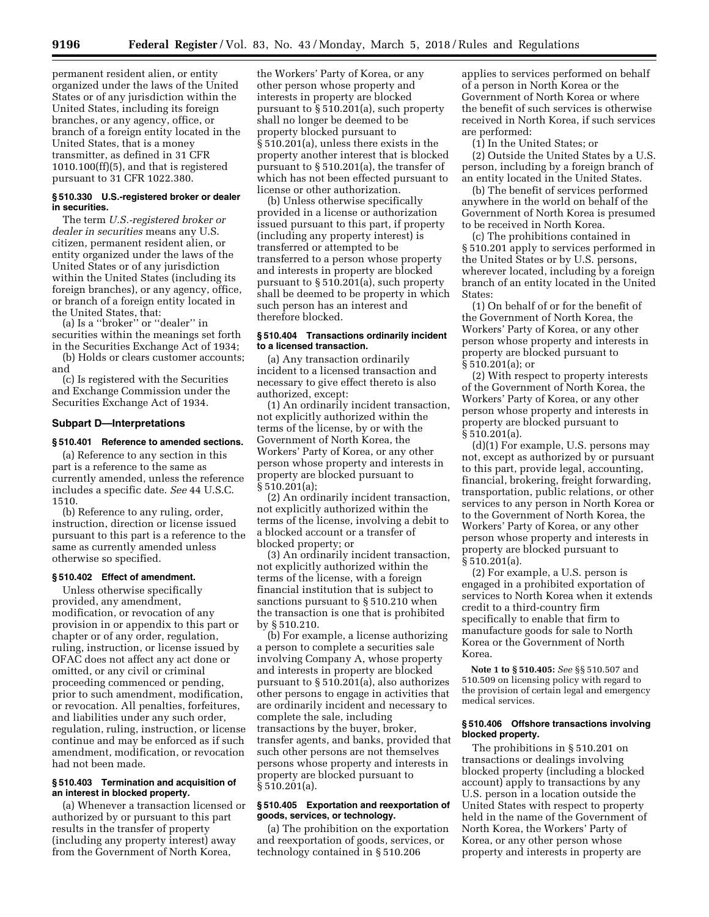permanent resident alien, or entity organized under the laws of the United States or of any jurisdiction within the United States, including its foreign branches, or any agency, office, or branch of a foreign entity located in the United States, that is a money transmitter, as defined in 31 CFR 1010.100(ff)(5), and that is registered pursuant to 31 CFR 1022.380.

#### § 510.330 U.S.-registered broker or dealer in securities.

The term *U.S.-registered broker or dealer in securities* means any U.S. citizen, permanent resident alien, or entity organized under the laws of the United States or of any jurisdiction within the United States (including its foreign branches), or any agency, office, or branch of a foreign entity located in the United States, that:

(a) Is a ''broker'' or ''dealer'' in securities within the meanings set forth in the Securities Exchange Act of 1934;

(b) Holds or clears customer accounts; and

(c) Is registered with the Securities and Exchange Commission under the Securities Exchange Act of 1934.

### Subpart D—Interpretations

#### § 510.401 Reference to amended sections.

(a) Reference to any section in this part is a reference to the same as currently amended, unless the reference includes a specific date. *See* 44 U.S.C. 1510.

(b) Reference to any ruling, order, instruction, direction or license issued pursuant to this part is a reference to the same as currently amended unless otherwise so specified.

#### § 510.402 Effect of amendment.

Unless otherwise specifically provided, any amendment, modification, or revocation of any provision in or appendix to this part or chapter or of any order, regulation, ruling, instruction, or license issued by OFAC does not affect any act done or omitted, or any civil or criminal proceeding commenced or pending, prior to such amendment, modification, or revocation. All penalties, forfeitures, and liabilities under any such order, regulation, ruling, instruction, or license continue and may be enforced as if such amendment, modification, or revocation had not been made.

#### § 510.403 Termination and acquisition of an interest in blocked property.

(a) Whenever a transaction licensed or authorized by or pursuant to this part results in the transfer of property (including any property interest) away from the Government of North Korea, the Workers' Party of Korea, or any other person whose property and interests in property are blocked pursuant to § 510.201(a), such property shall no longer be deemed to be property blocked pursuant to § 510.201(a), unless there exists in the property another interest that is blocked pursuant to § 510.201(a), the transfer of which has not been effected pursuant to license or other authorization.

(b) Unless otherwise specifically provided in a license or authorization issued pursuant to this part, if property (including any property interest) is transferred or attempted to be transferred to a person whose property and interests in property are blocked pursuant to § 510.201(a), such property shall be deemed to be property in which such person has an interest and therefore blocked.

#### § 510.404 Transactions ordinarily incident to a licensed transaction.

(a) Any transaction ordinarily incident to a licensed transaction and necessary to give effect thereto is also authorized, except:

(1) An ordinarily incident transaction, not explicitly authorized within the terms of the license, by or with the Government of North Korea, the Workers' Party of Korea, or any other person whose property and interests in property are blocked pursuant to § 510.201(a);

(2) An ordinarily incident transaction, not explicitly authorized within the terms of the license, involving a debit to a blocked account or a transfer of blocked property; or

(3) An ordinarily incident transaction, not explicitly authorized within the terms of the license, with a foreign financial institution that is subject to sanctions pursuant to § 510.210 when the transaction is one that is prohibited by § 510.210.

(b) For example, a license authorizing a person to complete a securities sale involving Company A, whose property and interests in property are blocked pursuant to § 510.201(a), also authorizes other persons to engage in activities that are ordinarily incident and necessary to complete the sale, including transactions by the buyer, broker, transfer agents, and banks, provided that such other persons are not themselves persons whose property and interests in property are blocked pursuant to § 510.201(a).

#### § 510.405 Exportation and reexportation of goods, services, or technology.

(a) The prohibition on the exportation and reexportation of goods, services, or technology contained in § 510.206 applies to services performed on behalf of a person in North Korea or the Government of North Korea or where the benefit of such services is otherwise received in North Korea, if such services are performed:

(1) In the United States; or

(2) Outside the United States by a U.S. person, including by a foreign branch of an entity located in the United States.

(b) The benefit of services performed anywhere in the world on behalf of the Government of North Korea is presumed to be received in North Korea.

(c) The prohibitions contained in § 510.201 apply to services performed in the United States or by U.S. persons, wherever located, including by a foreign branch of an entity located in the United States:

(1) On behalf of or for the benefit of the Government of North Korea, the Workers' Party of Korea, or any other person whose property and interests in property are blocked pursuant to § 510.201(a); or

(2) With respect to property interests of the Government of North Korea, the Workers' Party of Korea, or any other person whose property and interests in property are blocked pursuant to § 510.201(a).

(d)(1) For example, U.S. persons may not, except as authorized by or pursuant to this part, provide legal, accounting, financial, brokering, freight forwarding, transportation, public relations, or other services to any person in North Korea or to the Government of North Korea, the Workers' Party of Korea, or any other person whose property and interests in property are blocked pursuant to § 510.201(a).

(2) For example, a U.S. person is engaged in a prohibited exportation of services to North Korea when it extends credit to a third-country firm specifically to enable that firm to manufacture goods for sale to North Korea or the Government of North Korea.

**Note 1 to § 510.405:** *See* §§ 510.507 and 510.509 on licensing policy with regard to the provision of certain legal and emergency medical services.

#### § 510.406 Offshore transactions involving blocked property.

The prohibitions in § 510.201 on transactions or dealings involving blocked property (including a blocked account) apply to transactions by any U.S. person in a location outside the United States with respect to property held in the name of the Government of North Korea, the Workers' Party of Korea, or any other person whose property and interests in property are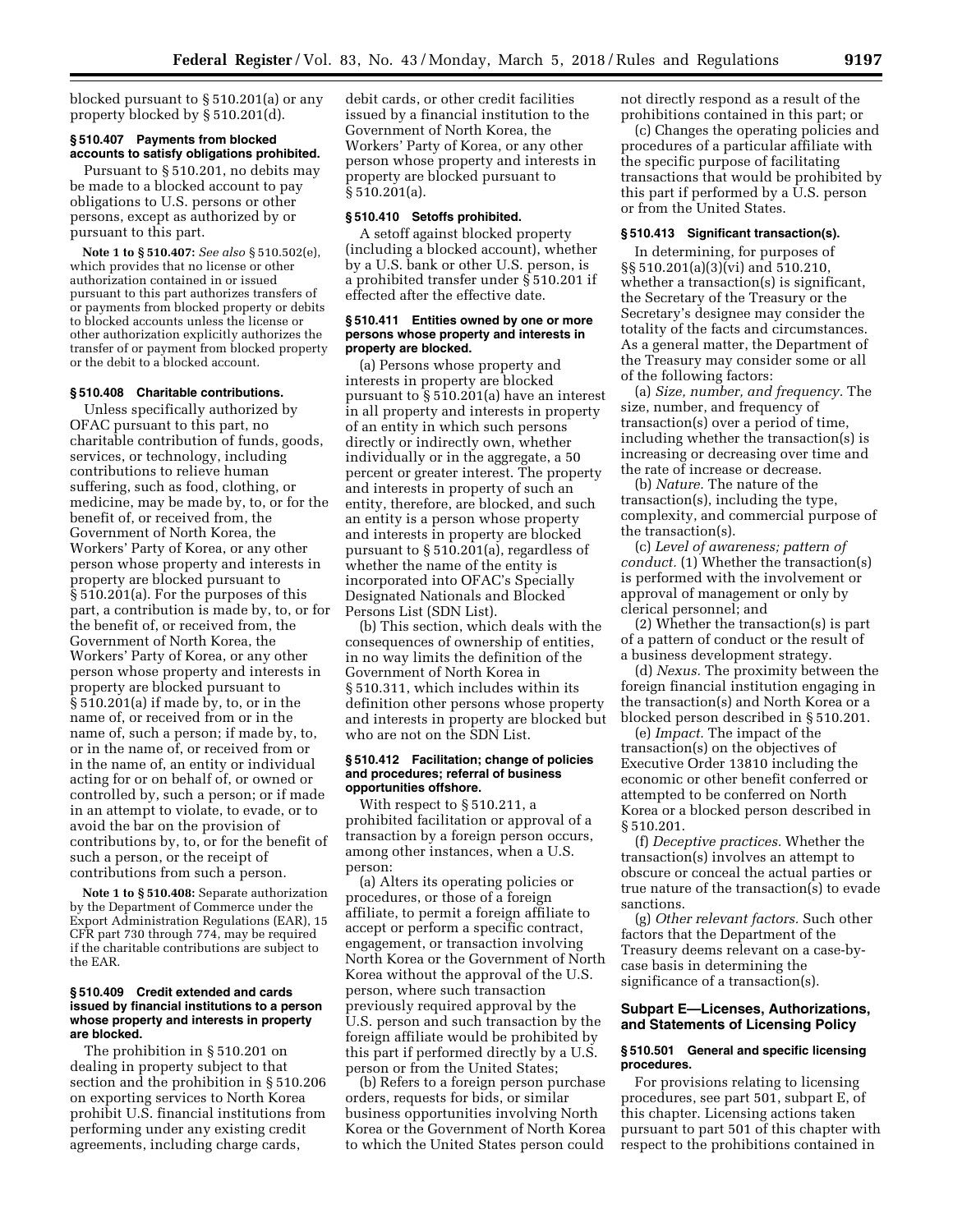blocked pursuant to § 510.201(a) or any property blocked by § 510.201(d).

### § 510.407 Payments from blocked accounts to satisfy obligations prohibited.

Pursuant to § 510.201, no debits may be made to a blocked account to pay obligations to U.S. persons or other persons, except as authorized by or pursuant to this part.

**Note 1 to § 510.407:** *See also* § 510.502(e), which provides that no license or other authorization contained in or issued pursuant to this part authorizes transfers of or payments from blocked property or debits to blocked accounts unless the license or other authorization explicitly authorizes the transfer of or payment from blocked property or the debit to a blocked account.

### § 510.408 Charitable contributions.

Unless specifically authorized by OFAC pursuant to this part, no charitable contribution of funds, goods, services, or technology, including contributions to relieve human suffering, such as food, clothing, or medicine, may be made by, to, or for the benefit of, or received from, the Government of North Korea, the Workers' Party of Korea, or any other person whose property and interests in property are blocked pursuant to § 510.201(a). For the purposes of this part, a contribution is made by, to, or for the benefit of, or received from, the Government of North Korea, the Workers' Party of Korea, or any other person whose property and interests in property are blocked pursuant to § 510.201(a) if made by, to, or in the name of, or received from or in the name of, such a person; if made by, to, or in the name of, or received from or in the name of, an entity or individual acting for or on behalf of, or owned or controlled by, such a person; or if made in an attempt to violate, to evade, or to avoid the bar on the provision of contributions by, to, or for the benefit of such a person, or the receipt of contributions from such a person.

**Note 1 to § 510.408:** Separate authorization by the Department of Commerce under the Export Administration Regulations (EAR), 15 CFR part 730 through 774, may be required if the charitable contributions are subject to the EAR.

### § 510.409 Credit extended and cards issued by financial institutions to a person whose property and interests in property are blocked.

The prohibition in § 510.201 on dealing in property subject to that section and the prohibition in § 510.206 on exporting services to North Korea prohibit U.S. financial institutions from performing under any existing credit agreements, including charge cards, debit cards, or other credit facilities issued by a financial institution to the Government of North Korea, the Workers' Party of Korea, or any other person whose property and interests in property are blocked pursuant to § 510.201(a).

### § 510.410 Setoffs prohibited.

A setoff against blocked property (including a blocked account), whether by a U.S. bank or other U.S. person, is a prohibited transfer under § 510.201 if effected after the effective date.

### § 510.411 Entities owned by one or more persons whose property and interests in property are blocked.

(a) Persons whose property and interests in property are blocked pursuant to § 510.201(a) have an interest in all property and interests in property of an entity in which such persons directly or indirectly own, whether individually or in the aggregate, a 50 percent or greater interest. The property and interests in property of such an entity, therefore, are blocked, and such an entity is a person whose property and interests in property are blocked pursuant to § 510.201(a), regardless of whether the name of the entity is incorporated into OFAC's Specially Designated Nationals and Blocked Persons List (SDN List).

(b) This section, which deals with the consequences of ownership of entities, in no way limits the definition of the Government of North Korea in § 510.311, which includes within its definition other persons whose property and interests in property are blocked but who are not on the SDN List.

### § 510.412 Facilitation; change of policies and procedures; referral of business opportunities offshore.

With respect to § 510.211, a prohibited facilitation or approval of a transaction by a foreign person occurs, among other instances, when a U.S. person:

(a) Alters its operating policies or procedures, or those of a foreign affiliate, to permit a foreign affiliate to accept or perform a specific contract, engagement, or transaction involving North Korea or the Government of North Korea without the approval of the U.S. person, where such transaction previously required approval by the U.S. person and such transaction by the foreign affiliate would be prohibited by this part if performed directly by a U.S. person or from the United States;

(b) Refers to a foreign person purchase orders, requests for bids, or similar business opportunities involving North Korea or the Government of North Korea to which the United States person could not directly respond as a result of the prohibitions contained in this part; or

(c) Changes the operating policies and procedures of a particular affiliate with the specific purpose of facilitating transactions that would be prohibited by this part if performed by a U.S. person or from the United States.

### § 510.413 Significant transaction(s).

In determining, for purposes of §§ 510.201(a)(3)(vi) and 510.210, whether a transaction(s) is significant, the Secretary of the Treasury or the Secretary's designee may consider the totality of the facts and circumstances. As a general matter, the Department of the Treasury may consider some or all of the following factors:

(a) *Size, number, and frequency.* The size, number, and frequency of transaction(s) over a period of time, including whether the transaction(s) is increasing or decreasing over time and the rate of increase or decrease.

(b) *Nature.* The nature of the transaction(s), including the type, complexity, and commercial purpose of the transaction(s).

(c) *Level of awareness; pattern of conduct.* (1) Whether the transaction(s) is performed with the involvement or approval of management or only by clerical personnel; and

(2) Whether the transaction(s) is part of a pattern of conduct or the result of a business development strategy.

(d) *Nexus.* The proximity between the foreign financial institution engaging in the transaction(s) and North Korea or a blocked person described in § 510.201.

(e) *Impact.* The impact of the transaction(s) on the objectives of Executive Order 13810 including the economic or other benefit conferred or attempted to be conferred on North Korea or a blocked person described in § 510.201.

(f) *Deceptive practices.* Whether the transaction(s) involves an attempt to obscure or conceal the actual parties or true nature of the transaction(s) to evade sanctions.

(g) *Other relevant factors.* Such other factors that the Department of the Treasury deems relevant on a case-by-case basis in determining the significance of a transaction(s).

## Subpart E—Licenses, Authorizations, and Statements of Licensing Policy

### § 510.501 General and specific licensing procedures.

For provisions relating to licensing procedures, see part 501, subpart E, of this chapter. Licensing actions taken pursuant to part 501 of this chapter with respect to the prohibitions contained in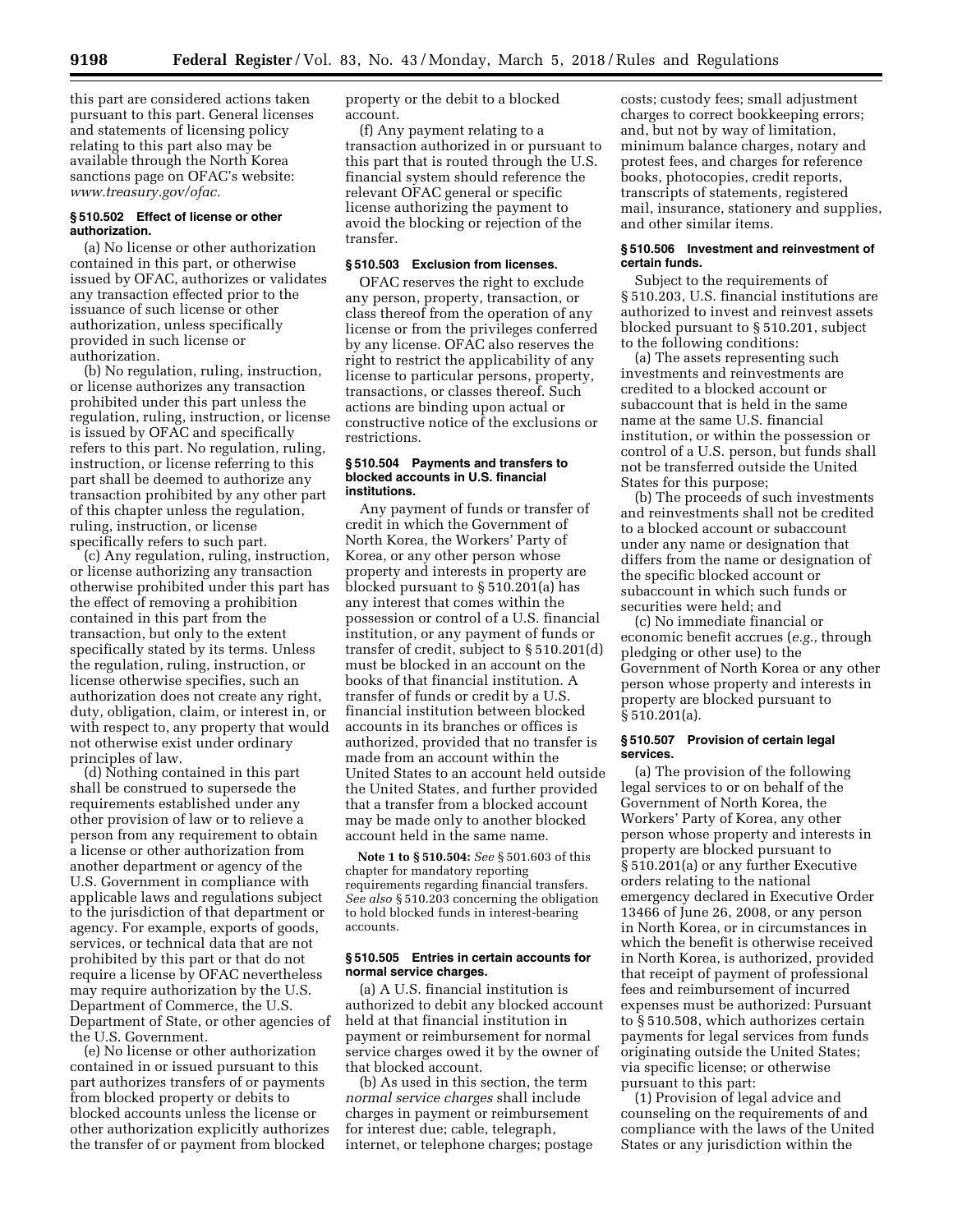this part are considered actions taken pursuant to this part. General licenses and statements of licensing policy relating to this part also may be available through the North Korea sanctions page on OFAC's website: *www.treasury.gov/ofac.*

### § 510.502 Effect of license or other authorization.

(a) No license or other authorization contained in this part, or otherwise issued by OFAC, authorizes or validates any transaction effected prior to the issuance of such license or other authorization, unless specifically provided in such license or authorization.

(b) No regulation, ruling, instruction, or license authorizes any transaction prohibited under this part unless the regulation, ruling, instruction, or license is issued by OFAC and specifically refers to this part. No regulation, ruling, instruction, or license referring to this part shall be deemed to authorize any transaction prohibited by any other part of this chapter unless the regulation, ruling, instruction, or license specifically refers to such part.

(c) Any regulation, ruling, instruction, or license authorizing any transaction otherwise prohibited under this part has the effect of removing a prohibition contained in this part from the transaction, but only to the extent specifically stated by its terms. Unless the regulation, ruling, instruction, or license otherwise specifies, such an authorization does not create any right, duty, obligation, claim, or interest in, or with respect to, any property that would not otherwise exist under ordinary principles of law.

(d) Nothing contained in this part shall be construed to supersede the requirements established under any other provision of law or to relieve a person from any requirement to obtain a license or other authorization from another department or agency of the U.S. Government in compliance with applicable laws and regulations subject to the jurisdiction of that department or agency. For example, exports of goods, services, or technical data that are not prohibited by this part or that do not require a license by OFAC nevertheless may require authorization by the U.S. Department of Commerce, the U.S. Department of State, or other agencies of the U.S. Government.

(e) No license or other authorization contained in or issued pursuant to this part authorizes transfers of or payments from blocked property or debits to blocked accounts unless the license or other authorization explicitly authorizes the transfer of or payment from blocked property or the debit to a blocked account.

(f) Any payment relating to a transaction authorized in or pursuant to this part that is routed through the U.S. financial system should reference the relevant OFAC general or specific license authorizing the payment to avoid the blocking or rejection of the transfer.

### § 510.503 Exclusion from licenses.

OFAC reserves the right to exclude any person, property, transaction, or class thereof from the operation of any license or from the privileges conferred by any license. OFAC also reserves the right to restrict the applicability of any license to particular persons, property, transactions, or classes thereof. Such actions are binding upon actual or constructive notice of the exclusions or restrictions.

### § 510.504 Payments and transfers to blocked accounts in U.S. financial institutions.

Any payment of funds or transfer of credit in which the Government of North Korea, the Workers' Party of Korea, or any other person whose property and interests in property are blocked pursuant to § 510.201(a) has any interest that comes within the possession or control of a U.S. financial institution, or any payment of funds or transfer of credit, subject to § 510.201(d) must be blocked in an account on the books of that financial institution. A transfer of funds or credit by a U.S. financial institution between blocked accounts in its branches or offices is authorized, provided that no transfer is made from an account within the United States to an account held outside the United States, and further provided that a transfer from a blocked account may be made only to another blocked account held in the same name.

**Note 1 to § 510.504:** *See* § 501.603 of this chapter for mandatory reporting requirements regarding financial transfers. *See also* § 510.203 concerning the obligation to hold blocked funds in interest-bearing accounts.

### § 510.505 Entries in certain accounts for normal service charges.

(a) A U.S. financial institution is authorized to debit any blocked account held at that financial institution in payment or reimbursement for normal service charges owed it by the owner of that blocked account.

(b) As used in this section, the term *normal service charges* shall include charges in payment or reimbursement for interest due; cable, telegraph, internet, or telephone charges; postage costs; custody fees; small adjustment charges to correct bookkeeping errors; and, but not by way of limitation, minimum balance charges, notary and protest fees, and charges for reference books, photocopies, credit reports, transcripts of statements, registered mail, insurance, stationery and supplies, and other similar items.

### § 510.506 Investment and reinvestment of certain funds.

Subject to the requirements of § 510.203, U.S. financial institutions are authorized to invest and reinvest assets blocked pursuant to § 510.201, subject to the following conditions:

(a) The assets representing such investments and reinvestments are credited to a blocked account or subaccount that is held in the same name at the same U.S. financial institution, or within the possession or control of a U.S. person, but funds shall not be transferred outside the United States for this purpose;

(b) The proceeds of such investments and reinvestments shall not be credited to a blocked account or subaccount under any name or designation that differs from the name or designation of the specific blocked account or subaccount in which such funds or securities were held; and

(c) No immediate financial or economic benefit accrues (*e.g.*, through pledging or other use) to the Government of North Korea or any other person whose property and interests in property are blocked pursuant to § 510.201(a).

### § 510.507 Provision of certain legal services.

(a) The provision of the following legal services to or on behalf of the Government of North Korea, the Workers' Party of Korea, any other person whose property and interests in property are blocked pursuant to § 510.201(a) or any further Executive orders relating to the national emergency declared in Executive Order 13466 of June 26, 2008, or any person in North Korea, or in circumstances in which the benefit is otherwise received in North Korea, is authorized, provided that receipt of payment of professional fees and reimbursement of incurred expenses must be authorized: Pursuant to § 510.508, which authorizes certain payments for legal services from funds originating outside the United States; via specific license; or otherwise pursuant to this part:

(1) Provision of legal advice and counseling on the requirements of and compliance with the laws of the United States or any jurisdiction within the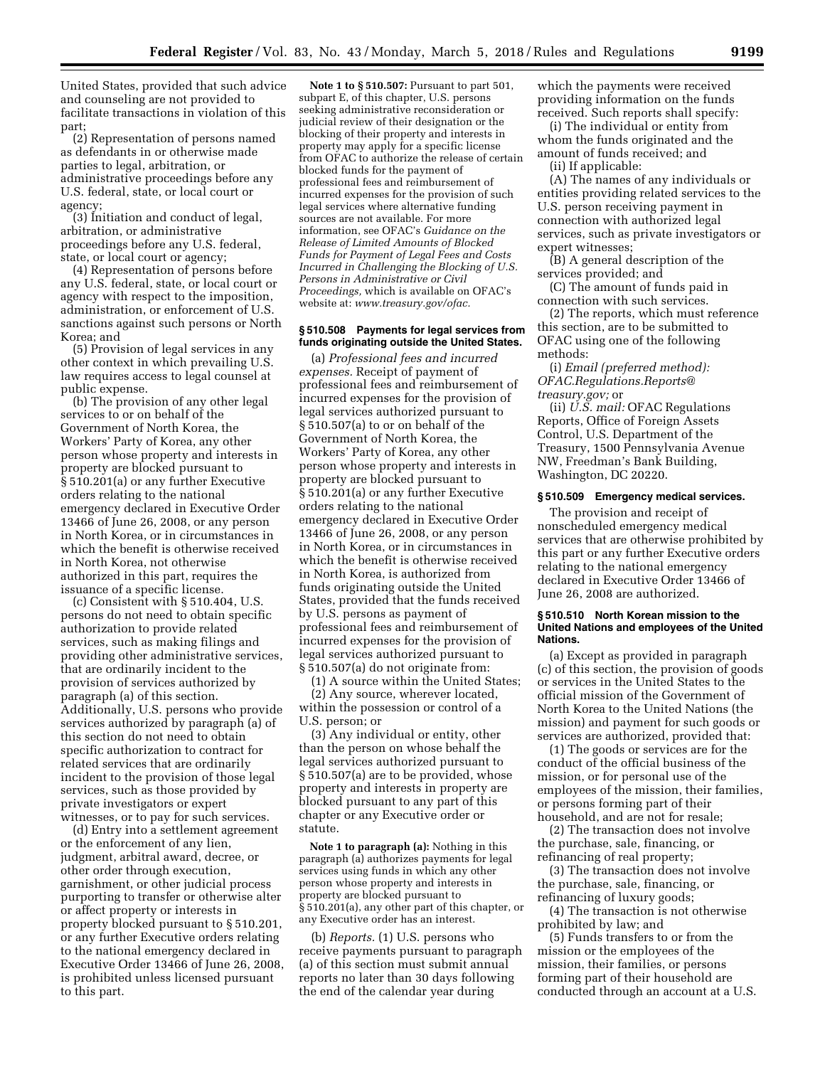United States, provided that such advice and counseling are not provided to facilitate transactions in violation of this part;

(2) Representation of persons named as defendants in or otherwise made parties to legal, arbitration, or administrative proceedings before any U.S. federal, state, or local court or agency;

(3) Initiation and conduct of legal, arbitration, or administrative proceedings before any U.S. federal, state, or local court or agency;

(4) Representation of persons before any U.S. federal, state, or local court or agency with respect to the imposition, administration, or enforcement of U.S. sanctions against such persons or North Korea; and

(5) Provision of legal services in any other context in which prevailing U.S. law requires access to legal counsel at public expense.

(b) The provision of any other legal services to or on behalf of the Government of North Korea, the Workers' Party of Korea, any other person whose property and interests in property are blocked pursuant to § 510.201(a) or any further Executive orders relating to the national emergency declared in Executive Order 13466 of June 26, 2008, or any person in North Korea, or in circumstances in which the benefit is otherwise received in North Korea, not otherwise authorized in this part, requires the issuance of a specific license.

(c) Consistent with § 510.404, U.S. persons do not need to obtain specific authorization to provide related services, such as making filings and providing other administrative services, that are ordinarily incident to the provision of services authorized by paragraph (a) of this section. Additionally, U.S. persons who provide services authorized by paragraph (a) of this section do not need to obtain specific authorization to contract for related services that are ordinarily incident to the provision of those legal services, such as those provided by private investigators or expert witnesses, or to pay for such services.

(d) Entry into a settlement agreement or the enforcement of any lien, judgment, arbitral award, decree, or other order through execution, garnishment, or other judicial process purporting to transfer or otherwise alter or affect property or interests in property blocked pursuant to § 510.201, or any further Executive orders relating to the national emergency declared in Executive Order 13466 of June 26, 2008, is prohibited unless licensed pursuant to this part.

**Note 1 to § 510.507:** Pursuant to part 501, subpart E, of this chapter, U.S. persons seeking administrative reconsideration or judicial review of their designation or the blocking of their property and interests in property may apply for a specific license from OFAC to authorize the release of certain blocked funds for the payment of professional fees and reimbursement of incurred expenses for the provision of such legal services where alternative funding sources are not available. For more information, see OFAC's *Guidance on the Release of Limited Amounts of Blocked Funds for Payment of Legal Fees and Costs Incurred in Challenging the Blocking of U.S. Persons in Administrative or Civil Proceedings,* which is available on OFAC's website at: *www.treasury.gov/ofac.*

### § 510.508 Payments for legal services from funds originating outside the United States.

(a) *Professional fees and incurred expenses.* Receipt of payment of professional fees and reimbursement of incurred expenses for the provision of legal services authorized pursuant to § 510.507(a) to or on behalf of the Government of North Korea, the Workers' Party of Korea, any other person whose property and interests in property are blocked pursuant to § 510.201(a) or any further Executive orders relating to the national emergency declared in Executive Order 13466 of June 26, 2008, or any person in North Korea, or in circumstances in which the benefit is otherwise received in North Korea, is authorized from funds originating outside the United States, provided that the funds received by U.S. persons as payment of professional fees and reimbursement of incurred expenses for the provision of legal services authorized pursuant to § 510.507(a) do not originate from:

(1) A source within the United States;

(2) Any source, wherever located, within the possession or control of a U.S. person; or

(3) Any individual or entity, other than the person on whose behalf the legal services authorized pursuant to § 510.507(a) are to be provided, whose property and interests in property are blocked pursuant to any part of this chapter or any Executive order or statute.

**Note 1 to paragraph (a):** Nothing in this paragraph (a) authorizes payments for legal services using funds in which any other person whose property and interests in property are blocked pursuant to § 510.201(a), any other part of this chapter, or any Executive order has an interest.

(b) *Reports.* (1) U.S. persons who receive payments pursuant to paragraph (a) of this section must submit annual reports no later than 30 days following the end of the calendar year during which the payments were received providing information on the funds received. Such reports shall specify:

(i) The individual or entity from whom the funds originated and the amount of funds received; and

(ii) If applicable:

(A) The names of any individuals or entities providing related services to the U.S. person receiving payment in connection with authorized legal services, such as private investigators or expert witnesses;

(B) A general description of the services provided; and

(C) The amount of funds paid in connection with such services.

(2) The reports, which must reference this section, are to be submitted to OFAC using one of the following methods:

(i) *Email (preferred method): OFAC.Regulations.Reports@treasury.gov;* or

(ii) *U.S. mail:* OFAC Regulations Reports, Office of Foreign Assets Control, U.S. Department of the Treasury, 1500 Pennsylvania Avenue NW, Freedman's Bank Building, Washington, DC 20220.

### § 510.509 Emergency medical services.

The provision and receipt of nonscheduled emergency medical services that are otherwise prohibited by this part or any further Executive orders relating to the national emergency declared in Executive Order 13466 of June 26, 2008 are authorized.

### § 510.510 North Korean mission to the United Nations and employees of the United Nations.

(a) Except as provided in paragraph (c) of this section, the provision of goods or services in the United States to the official mission of the Government of North Korea to the United Nations (the mission) and payment for such goods or services are authorized, provided that:

(1) The goods or services are for the conduct of the official business of the mission, or for personal use of the employees of the mission, their families, or persons forming part of their household, and are not for resale;

(2) The transaction does not involve the purchase, sale, financing, or refinancing of real property;

(3) The transaction does not involve the purchase, sale, financing, or refinancing of luxury goods;

(4) The transaction is not otherwise prohibited by law; and

(5) Funds transfers to or from the mission or the employees of the mission, their families, or persons forming part of their household are conducted through an account at a U.S.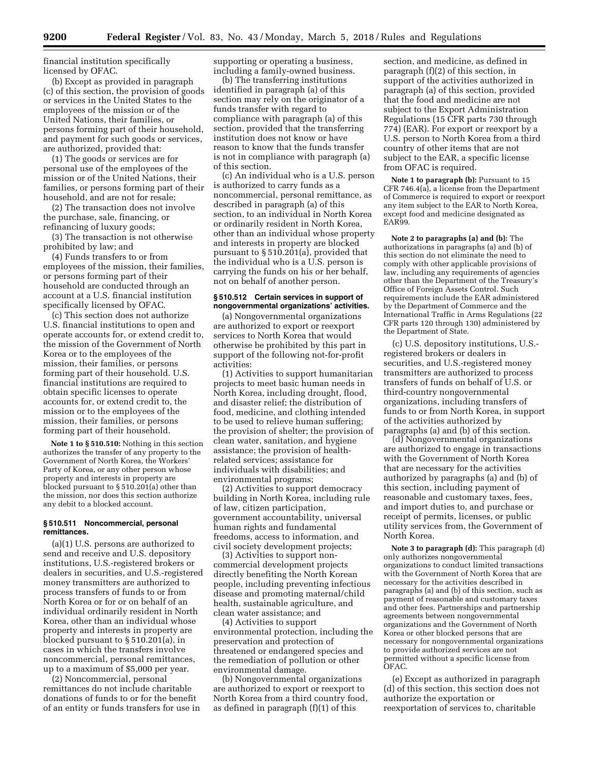financial institution specifically licensed by OFAC.

(b) Except as provided in paragraph (c) of this section, the provision of goods or services in the United States to the employees of the mission or of the United Nations, their families, or persons forming part of their household, and payment for such goods or services, are authorized, provided that:

(1) The goods or services are for personal use of the employees of the mission or of the United Nations, their families, or persons forming part of their household, and are not for resale;

(2) The transaction does not involve the purchase, sale, financing, or refinancing of luxury goods;

(3) The transaction is not otherwise prohibited by law; and

(4) Funds transfers to or from employees of the mission, their families, or persons forming part of their household are conducted through an account at a U.S. financial institution specifically licensed by OFAC.

(c) This section does not authorize U.S. financial institutions to open and operate accounts for, or extend credit to, the mission of the Government of North Korea or to the employees of the mission, their families, or persons forming part of their household. U.S. financial institutions are required to obtain specific licenses to operate accounts for, or extend credit to, the mission or to the employees of the mission, their families, or persons forming part of their household.

**Note 1 to § 510.510:** Nothing in this section authorizes the transfer of any property to the Government of North Korea, the Workers' Party of Korea, or any other person whose property and interests in property are blocked pursuant to § 510.201(a) other than the mission, nor does this section authorize any debit to a blocked account.

### § 510.511 Noncommercial, personal remittances.

(a)(1) U.S. persons are authorized to send and receive and U.S. depository institutions, U.S.-registered brokers or dealers in securities, and U.S.-registered money transmitters are authorized to process transfers of funds to or from North Korea or for or on behalf of an individual ordinarily resident in North Korea, other than an individual whose property and interests in property are blocked pursuant to § 510.201(a), in cases in which the transfers involve noncommercial, personal remittances, up to a maximum of $5,000 per year.

(2) Noncommercial, personal remittances do not include charitable donations of funds to or for the benefit of an entity or funds transfers for use in supporting or operating a business, including a family-owned business.

(b) The transferring institutions identified in paragraph (a) of this section may rely on the originator of a funds transfer with regard to compliance with paragraph (a) of this section, provided that the transferring institution does not know or have reason to know that the funds transfer is not in compliance with paragraph (a) of this section.

(c) An individual who is a U.S. person is authorized to carry funds as a noncommercial, personal remittance, as described in paragraph (a) of this section, to an individual in North Korea or ordinarily resident in North Korea, other than an individual whose property and interests in property are blocked pursuant to § 510.201(a), provided that the individual who is a U.S. person is carrying the funds on his or her behalf, not on behalf of another person.

### § 510.512 Certain services in support of nongovernmental organizations' activities.

(a) Nongovernmental organizations are authorized to export or reexport services to North Korea that would otherwise be prohibited by this part in support of the following not-for-profit activities:

(1) Activities to support humanitarian projects to meet basic human needs in North Korea, including drought, flood, and disaster relief; the distribution of food, medicine, and clothing intended to be used to relieve human suffering; the provision of shelter; the provision of clean water, sanitation, and hygiene assistance; the provision of health-related services; assistance for individuals with disabilities; and environmental programs;

(2) Activities to support democracy building in North Korea, including rule of law, citizen participation, government accountability, universal human rights and fundamental freedoms, access to information, and civil society development projects;

(3) Activities to support non-commercial development projects directly benefiting the North Korean people, including preventing infectious disease and promoting maternal/child health, sustainable agriculture, and clean water assistance; and

(4) Activities to support environmental protection, including the preservation and protection of threatened or endangered species and the remediation of pollution or other environmental damage.

(b) Nongovernmental organizations are authorized to export or reexport to North Korea from a third country food, as defined in paragraph (f)(1) of this section, and medicine, as defined in paragraph (f)(2) of this section, in support of the activities authorized in paragraph (a) of this section, provided that the food and medicine are not subject to the Export Administration Regulations (15 CFR parts 730 through 774) (EAR). For export or reexport by a U.S. person to North Korea from a third country of other items that are not subject to the EAR, a specific license from OFAC is required.

**Note 1 to paragraph (b):** Pursuant to 15 CFR 746.4(a), a license from the Department of Commerce is required to export or reexport any item subject to the EAR to North Korea, except food and medicine designated as EAR99.

**Note 2 to paragraphs (a) and (b):** The authorizations in paragraphs (a) and (b) of this section do not eliminate the need to comply with other applicable provisions of law, including any requirements of agencies other than the Department of the Treasury's Office of Foreign Assets Control. Such requirements include the EAR administered by the Department of Commerce and the International Traffic in Arms Regulations (22 CFR parts 120 through 130) administered by the Department of State.

(c) U.S. depository institutions, U.S.-registered brokers or dealers in securities, and U.S.-registered money transmitters are authorized to process transfers of funds on behalf of U.S. or third-country nongovernmental organizations, including transfers of funds to or from North Korea, in support of the activities authorized by paragraphs (a) and (b) of this section.

(d) Nongovernmental organizations are authorized to engage in transactions with the Government of North Korea that are necessary for the activities authorized by paragraphs (a) and (b) of this section, including payment of reasonable and customary taxes, fees, and import duties to, and purchase or receipt of permits, licenses, or public utility services from, the Government of North Korea.

**Note 3 to paragraph (d):** This paragraph (d) only authorizes nongovernmental organizations to conduct limited transactions with the Government of North Korea that are necessary for the activities described in paragraphs (a) and (b) of this section, such as payment of reasonable and customary taxes and other fees. Partnerships and partnership agreements between nongovernmental organizations and the Government of North Korea or other blocked persons that are necessary for nongovernmental organizations to provide authorized services are not permitted without a specific license from OFAC.

(e) Except as authorized in paragraph (d) of this section, this section does not authorize the exportation or reexportation of services to, charitable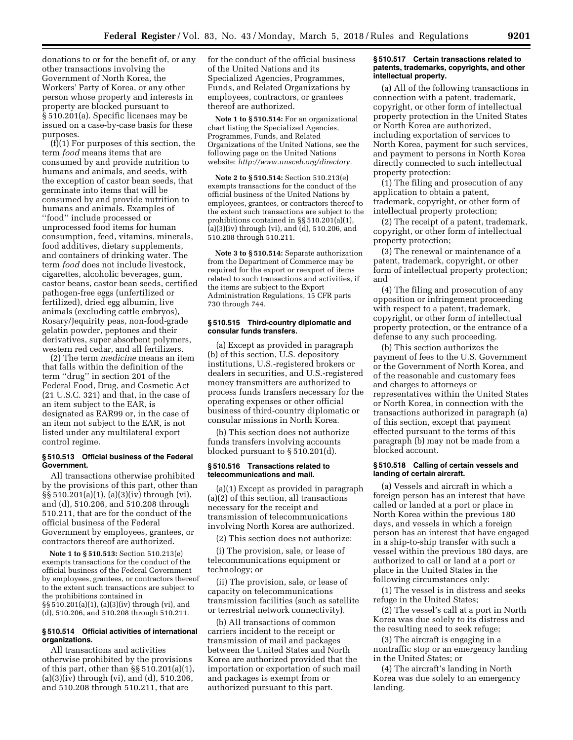donations to or for the benefit of, or any other transactions involving the Government of North Korea, the Workers' Party of Korea, or any other person whose property and interests in property are blocked pursuant to § 510.201(a). Specific licenses may be issued on a case-by-case basis for these purposes.

(f)(1) For purposes of this section, the term *food* means items that are consumed by and provide nutrition to humans and animals, and seeds, with the exception of castor bean seeds, that germinate into items that will be consumed by and provide nutrition to humans and animals. Examples of ''food'' include processed or unprocessed food items for human consumption, feed, vitamins, minerals, food additives, dietary supplements, and containers of drinking water. The term *food* does not include livestock, cigarettes, alcoholic beverages, gum, castor beans, castor bean seeds, certified pathogen-free eggs (unfertilized or fertilized), dried egg albumin, live animals (excluding cattle embryos), Rosary/Jequirity peas, non-food-grade gelatin powder, peptones and their derivatives, super absorbent polymers, western red cedar, and all fertilizers.

(2) The term *medicine* means an item that falls within the definition of the term ''drug'' in section 201 of the Federal Food, Drug, and Cosmetic Act (21 U.S.C. 321) and that, in the case of an item subject to the EAR, is designated as EAR99 or, in the case of an item not subject to the EAR, is not listed under any multilateral export control regime.

### § 510.513 Official business of the Federal Government.

All transactions otherwise prohibited by the provisions of this part, other than §§ 510.201(a)(1), (a)(3)(iv) through (vi), and (d), 510.206, and 510.208 through 510.211, that are for the conduct of the official business of the Federal Government by employees, grantees, or contractors thereof are authorized.

**Note 1 to § 510.513:** Section 510.213(e) exempts transactions for the conduct of the official business of the Federal Government by employees, grantees, or contractors thereof to the extent such transactions are subject to the prohibitions contained in §§ 510.201(a)(1), (a)(3)(iv) through (vi), and (d), 510.206, and 510.208 through 510.211.

### § 510.514 Official activities of international organizations.

All transactions and activities otherwise prohibited by the provisions of this part, other than §§ 510.201(a)(1), (a)(3)(iv) through (vi), and (d), 510.206, and 510.208 through 510.211, that are for the conduct of the official business of the United Nations and its Specialized Agencies, Programmes, Funds, and Related Organizations by employees, contractors, or grantees thereof are authorized.

**Note 1 to § 510.514:** For an organizational chart listing the Specialized Agencies, Programmes, Funds, and Related Organizations of the United Nations, see the following page on the United Nations website: *http://www.unsceb.org/directory.*

**Note 2 to § 510.514:** Section 510.213(e) exempts transactions for the conduct of the official business of the United Nations by employees, grantees, or contractors thereof to the extent such transactions are subject to the prohibitions contained in §§ 510.201(a)(1), (a)(3)(iv) through (vi), and (d), 510.206, and 510.208 through 510.211.

**Note 3 to § 510.514:** Separate authorization from the Department of Commerce may be required for the export or reexport of items related to such transactions and activities, if the items are subject to the Export Administration Regulations, 15 CFR parts 730 through 744.

### § 510.515 Third-country diplomatic and consular funds transfers.

(a) Except as provided in paragraph (b) of this section, U.S. depository institutions, U.S.-registered brokers or dealers in securities, and U.S.-registered money transmitters are authorized to process funds transfers necessary for the operating expenses or other official business of third-country diplomatic or consular missions in North Korea.

(b) This section does not authorize funds transfers involving accounts blocked pursuant to § 510.201(d).

### § 510.516 Transactions related to telecommunications and mail.

(a)(1) Except as provided in paragraph (a)(2) of this section, all transactions necessary for the receipt and transmission of telecommunications involving North Korea are authorized.

(2) This section does not authorize:

(i) The provision, sale, or lease of telecommunications equipment or technology; or

(ii) The provision, sale, or lease of capacity on telecommunications transmission facilities (such as satellite or terrestrial network connectivity).

(b) All transactions of common carriers incident to the receipt or transmission of mail and packages between the United States and North Korea are authorized provided that the importation or exportation of such mail and packages is exempt from or authorized pursuant to this part.

### § 510.517 Certain transactions related to patents, trademarks, copyrights, and other intellectual property.

(a) All of the following transactions in connection with a patent, trademark, copyright, or other form of intellectual property protection in the United States or North Korea are authorized, including exportation of services to North Korea, payment for such services, and payment to persons in North Korea directly connected to such intellectual property protection:

(1) The filing and prosecution of any application to obtain a patent, trademark, copyright, or other form of intellectual property protection;

(2) The receipt of a patent, trademark, copyright, or other form of intellectual property protection;

(3) The renewal or maintenance of a patent, trademark, copyright, or other form of intellectual property protection; and

(4) The filing and prosecution of any opposition or infringement proceeding with respect to a patent, trademark, copyright, or other form of intellectual property protection, or the entrance of a defense to any such proceeding.

(b) This section authorizes the payment of fees to the U.S. Government or the Government of North Korea, and of the reasonable and customary fees and charges to attorneys or representatives within the United States or North Korea, in connection with the transactions authorized in paragraph (a) of this section, except that payment effected pursuant to the terms of this paragraph (b) may not be made from a blocked account.

### § 510.518 Calling of certain vessels and landing of certain aircraft.

(a) Vessels and aircraft in which a foreign person has an interest that have called or landed at a port or place in North Korea within the previous 180 days, and vessels in which a foreign person has an interest that have engaged in a ship-to-ship transfer with such a vessel within the previous 180 days, are authorized to call or land at a port or place in the United States in the following circumstances only:

(1) The vessel is in distress and seeks refuge in the United States;

(2) The vessel's call at a port in North Korea was due solely to its distress and the resulting need to seek refuge;

(3) The aircraft is engaging in a nontraffic stop or an emergency landing in the United States; or

(4) The aircraft's landing in North Korea was due solely to an emergency landing.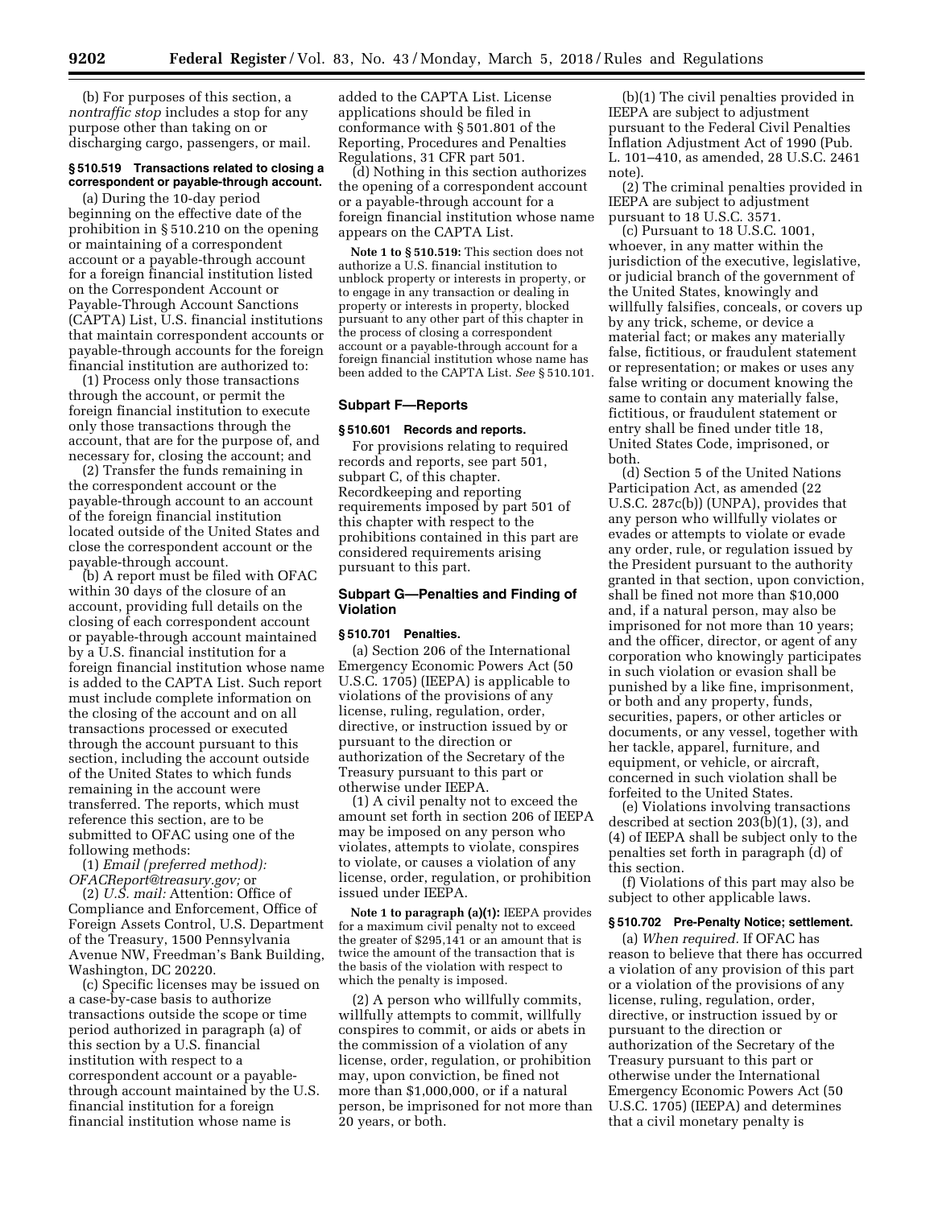(b) For purposes of this section, a *nontraffic stop* includes a stop for any purpose other than taking on or discharging cargo, passengers, or mail.

### § 510.519 Transactions related to closing a correspondent or payable-through account.

(a) During the 10-day period beginning on the effective date of the prohibition in § 510.210 on the opening or maintaining of a correspondent account or a payable-through account for a foreign financial institution listed on the Correspondent Account or Payable-Through Account Sanctions (CAPTA) List, U.S. financial institutions that maintain correspondent accounts or payable-through accounts for the foreign financial institution are authorized to:

(1) Process only those transactions through the account, or permit the foreign financial institution to execute only those transactions through the account, that are for the purpose of, and necessary for, closing the account; and

(2) Transfer the funds remaining in the correspondent account or the payable-through account to an account of the foreign financial institution located outside of the United States and close the correspondent account or the payable-through account.

(b) A report must be filed with OFAC within 30 days of the closure of an account, providing full details on the closing of each correspondent account or payable-through account maintained by a U.S. financial institution for a foreign financial institution whose name is added to the CAPTA List. Such report must include complete information on the closing of the account and on all transactions processed or executed through the account pursuant to this section, including the account outside of the United States to which funds remaining in the account were transferred. The reports, which must reference this section, are to be submitted to OFAC using one of the following methods:

(1) *Email (preferred method): OFACReport@treasury.gov;* or

(2) *U.S. mail:* Attention: Office of Compliance and Enforcement, Office of Foreign Assets Control, U.S. Department of the Treasury, 1500 Pennsylvania Avenue NW, Freedman's Bank Building, Washington, DC 20220.

(c) Specific licenses may be issued on a case-by-case basis to authorize transactions outside the scope or time period authorized in paragraph (a) of this section by a U.S. financial institution with respect to a correspondent account or a payable-through account maintained by the U.S. financial institution for a foreign financial institution whose name is added to the CAPTA List. License applications should be filed in conformance with § 501.801 of the Reporting, Procedures and Penalties Regulations, 31 CFR part 501.

(d) Nothing in this section authorizes the opening of a correspondent account or a payable-through account for a foreign financial institution whose name appears on the CAPTA List.

**Note 1 to § 510.519:** This section does not authorize a U.S. financial institution to unblock property or interests in property, or to engage in any transaction or dealing in property or interests in property, blocked pursuant to any other part of this chapter in the process of closing a correspondent account or a payable-through account for a foreign financial institution whose name has been added to the CAPTA List. *See* § 510.101.

## Subpart F—Reports

### § 510.601 Records and reports.

For provisions relating to required records and reports, see part 501, subpart C, of this chapter. Recordkeeping and reporting requirements imposed by part 501 of this chapter with respect to the prohibitions contained in this part are considered requirements arising pursuant to this part.

## Subpart G—Penalties and Finding of Violation

### § 510.701 Penalties.

(a) Section 206 of the International Emergency Economic Powers Act (50 U.S.C. 1705) (IEEPA) is applicable to violations of the provisions of any license, ruling, regulation, order, directive, or instruction issued by or pursuant to the direction or authorization of the Secretary of the Treasury pursuant to this part or otherwise under IEEPA.

(1) A civil penalty not to exceed the amount set forth in section 206 of IEEPA may be imposed on any person who violates, attempts to violate, conspires to violate, or causes a violation of any license, order, regulation, or prohibition issued under IEEPA.

**Note 1 to paragraph (a)(1):** IEEPA provides for a maximum civil penalty not to exceed the greater of $295,141 or an amount that is twice the amount of the transaction that is the basis of the violation with respect to which the penalty is imposed.

(2) A person who willfully commits, willfully attempts to commit, willfully conspires to commit, or aids or abets in the commission of a violation of any license, order, regulation, or prohibition may, upon conviction, be fined not more than $1,000,000, or if a natural person, be imprisoned for not more than 20 years, or both.

(b)(1) The civil penalties provided in IEEPA are subject to adjustment pursuant to the Federal Civil Penalties Inflation Adjustment Act of 1990 (Pub. L. 101–410, as amended, 28 U.S.C. 2461 note).

(2) The criminal penalties provided in IEEPA are subject to adjustment pursuant to 18 U.S.C. 3571.

(c) Pursuant to 18 U.S.C. 1001, whoever, in any matter within the jurisdiction of the executive, legislative, or judicial branch of the government of the United States, knowingly and willfully falsifies, conceals, or covers up by any trick, scheme, or device a material fact; or makes any materially false, fictitious, or fraudulent statement or representation; or makes or uses any false writing or document knowing the same to contain any materially false, fictitious, or fraudulent statement or entry shall be fined under title 18, United States Code, imprisoned, or both.

(d) Section 5 of the United Nations Participation Act, as amended (22 U.S.C. 287c(b)) (UNPA), provides that any person who willfully violates or evades or attempts to violate or evade any order, rule, or regulation issued by the President pursuant to the authority granted in that section, upon conviction, shall be fined not more than $10,000 and, if a natural person, may also be imprisoned for not more than 10 years; and the officer, director, or agent of any corporation who knowingly participates in such violation or evasion shall be punished by a like fine, imprisonment, or both and any property, funds, securities, papers, or other articles or documents, or any vessel, together with her tackle, apparel, furniture, and equipment, or vehicle, or aircraft, concerned in such violation shall be forfeited to the United States.

(e) Violations involving transactions described at section 203(b)(1), (3), and (4) of IEEPA shall be subject only to the penalties set forth in paragraph (d) of this section.

(f) Violations of this part may also be subject to other applicable laws.

### § 510.702 Pre-Penalty Notice; settlement.

(a) *When required.* If OFAC has reason to believe that there has occurred a violation of any provision of this part or a violation of the provisions of any license, ruling, regulation, order, directive, or instruction issued by or pursuant to the direction or authorization of the Secretary of the Treasury pursuant to this part or otherwise under the International Emergency Economic Powers Act (50 U.S.C. 1705) (IEEPA) and determines that a civil monetary penalty is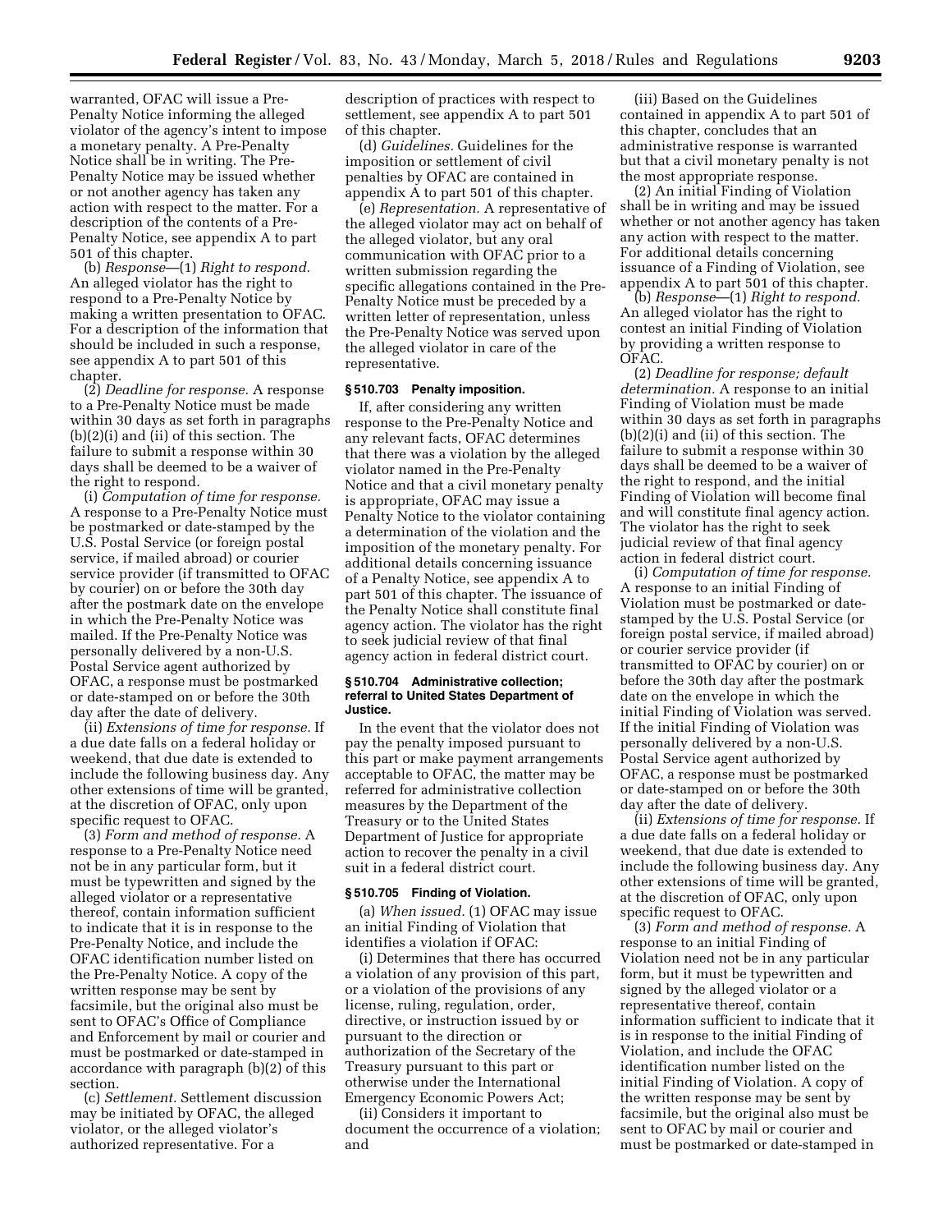warranted, OFAC will issue a Pre-Penalty Notice informing the alleged violator of the agency's intent to impose a monetary penalty. A Pre-Penalty Notice shall be in writing. The Pre-Penalty Notice may be issued whether or not another agency has taken any action with respect to the matter. For a description of the contents of a Pre-Penalty Notice, see appendix A to part 501 of this chapter.

(b) *Response*—(1) *Right to respond.* An alleged violator has the right to respond to a Pre-Penalty Notice by making a written presentation to OFAC. For a description of the information that should be included in such a response, see appendix A to part 501 of this chapter.

(2) *Deadline for response.* A response to a Pre-Penalty Notice must be made within 30 days as set forth in paragraphs (b)(2)(i) and (ii) of this section. The failure to submit a response within 30 days shall be deemed to be a waiver of the right to respond.

(i) *Computation of time for response.* A response to a Pre-Penalty Notice must be postmarked or date-stamped by the U.S. Postal Service (or foreign postal service, if mailed abroad) or courier service provider (if transmitted to OFAC by courier) on or before the 30th day after the postmark date on the envelope in which the Pre-Penalty Notice was mailed. If the Pre-Penalty Notice was personally delivered by a non-U.S. Postal Service agent authorized by OFAC, a response must be postmarked or date-stamped on or before the 30th day after the date of delivery.

(ii) *Extensions of time for response.* If a due date falls on a federal holiday or weekend, that due date is extended to include the following business day. Any other extensions of time will be granted, at the discretion of OFAC, only upon specific request to OFAC.

(3) *Form and method of response.* A response to a Pre-Penalty Notice need not be in any particular form, but it must be typewritten and signed by the alleged violator or a representative thereof, contain information sufficient to indicate that it is in response to the Pre-Penalty Notice, and include the OFAC identification number listed on the Pre-Penalty Notice. A copy of the written response may be sent by facsimile, but the original also must be sent to OFAC's Office of Compliance and Enforcement by mail or courier and must be postmarked or date-stamped in accordance with paragraph (b)(2) of this section.

(c) *Settlement.* Settlement discussion may be initiated by OFAC, the alleged violator, or the alleged violator's authorized representative. For a description of practices with respect to settlement, see appendix A to part 501 of this chapter.

(d) *Guidelines.* Guidelines for the imposition or settlement of civil penalties by OFAC are contained in appendix A to part 501 of this chapter.

(e) *Representation.* A representative of the alleged violator may act on behalf of the alleged violator, but any oral communication with OFAC prior to a written submission regarding the specific allegations contained in the Pre-Penalty Notice must be preceded by a written letter of representation, unless the Pre-Penalty Notice was served upon the alleged violator in care of the representative.

### § 510.703 Penalty imposition.

If, after considering any written response to the Pre-Penalty Notice and any relevant facts, OFAC determines that there was a violation by the alleged violator named in the Pre-Penalty Notice and that a civil monetary penalty is appropriate, OFAC may issue a Penalty Notice to the violator containing a determination of the violation and the imposition of the monetary penalty. For additional details concerning issuance of a Penalty Notice, see appendix A to part 501 of this chapter. The issuance of the Penalty Notice shall constitute final agency action. The violator has the right to seek judicial review of that final agency action in federal district court.

### § 510.704 Administrative collection; referral to United States Department of Justice.

In the event that the violator does not pay the penalty imposed pursuant to this part or make payment arrangements acceptable to OFAC, the matter may be referred for administrative collection measures by the Department of the Treasury or to the United States Department of Justice for appropriate action to recover the penalty in a civil suit in a federal district court.

### § 510.705 Finding of Violation.

(a) *When issued.* (1) OFAC may issue an initial Finding of Violation that identifies a violation if OFAC:

(i) Determines that there has occurred a violation of any provision of this part, or a violation of the provisions of any license, ruling, regulation, order, directive, or instruction issued by or pursuant to the direction or authorization of the Secretary of the Treasury pursuant to this part or otherwise under the International Emergency Economic Powers Act;

(ii) Considers it important to document the occurrence of a violation; and

(iii) Based on the Guidelines contained in appendix A to part 501 of this chapter, concludes that an administrative response is warranted but that a civil monetary penalty is not the most appropriate response.

(2) An initial Finding of Violation shall be in writing and may be issued whether or not another agency has taken any action with respect to the matter. For additional details concerning issuance of a Finding of Violation, see appendix A to part 501 of this chapter.

(b) *Response*—(1) *Right to respond.* An alleged violator has the right to contest an initial Finding of Violation by providing a written response to OFAC.

(2) *Deadline for response; default determination.* A response to an initial Finding of Violation must be made within 30 days as set forth in paragraphs (b)(2)(i) and (ii) of this section. The failure to submit a response within 30 days shall be deemed to be a waiver of the right to respond, and the initial Finding of Violation will become final and will constitute final agency action. The violator has the right to seek judicial review of that final agency action in federal district court.

(i) *Computation of time for response.* A response to an initial Finding of Violation must be postmarked or date-stamped by the U.S. Postal Service (or foreign postal service, if mailed abroad) or courier service provider (if transmitted to OFAC by courier) on or before the 30th day after the postmark date on the envelope in which the initial Finding of Violation was served. If the initial Finding of Violation was personally delivered by a non-U.S. Postal Service agent authorized by OFAC, a response must be postmarked or date-stamped on or before the 30th day after the date of delivery.

(ii) *Extensions of time for response.* If a due date falls on a federal holiday or weekend, that due date is extended to include the following business day. Any other extensions of time will be granted, at the discretion of OFAC, only upon specific request to OFAC.

(3) *Form and method of response.* A response to an initial Finding of Violation need not be in any particular form, but it must be typewritten and signed by the alleged violator or a representative thereof, contain information sufficient to indicate that it is in response to the initial Finding of Violation, and include the OFAC identification number listed on the initial Finding of Violation. A copy of the written response may be sent by facsimile, but the original also must be sent to OFAC by mail or courier and must be postmarked or date-stamped in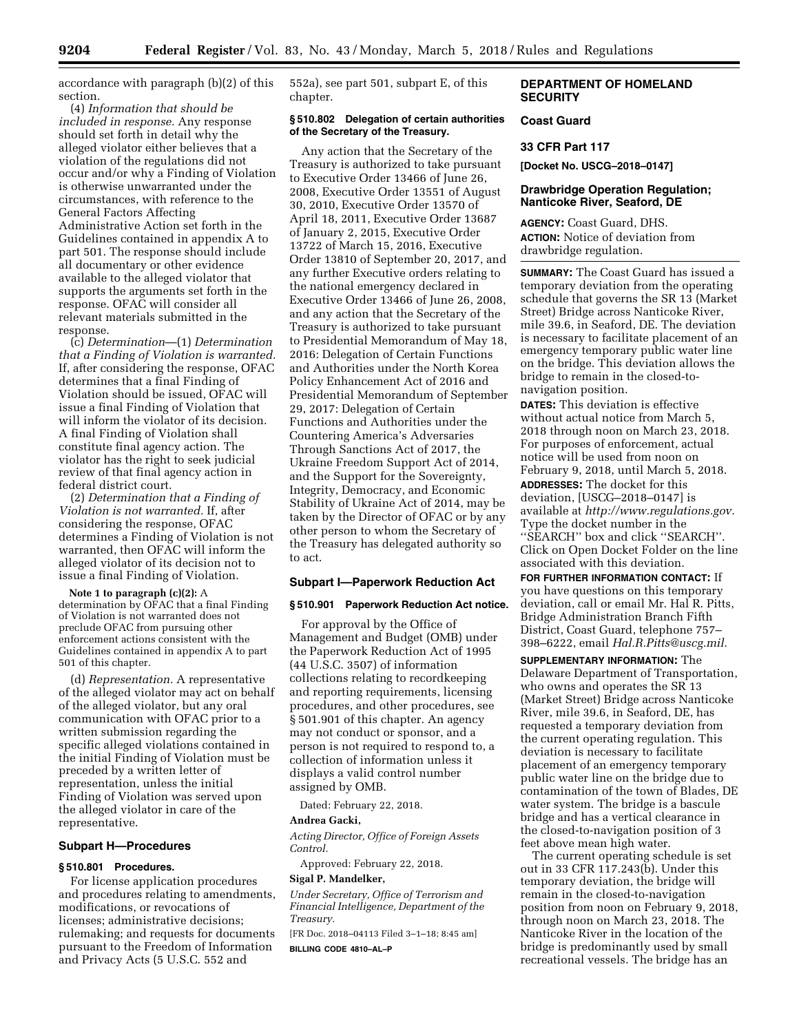accordance with paragraph (b)(2) of this section.

(4) *Information that should be included in response.* Any response should set forth in detail why the alleged violator either believes that a violation of the regulations did not occur and/or why a Finding of Violation is otherwise unwarranted under the circumstances, with reference to the General Factors Affecting Administrative Action set forth in the Guidelines contained in appendix A to part 501. The response should include all documentary or other evidence available to the alleged violator that supports the arguments set forth in the response. OFAC will consider all relevant materials submitted in the response.

(c) *Determination*—(1) *Determination that a Finding of Violation is warranted.* If, after considering the response, OFAC determines that a final Finding of Violation should be issued, OFAC will issue a final Finding of Violation that will inform the violator of its decision. A final Finding of Violation shall constitute final agency action. The violator has the right to seek judicial review of that final agency action in federal district court.

(2) *Determination that a Finding of Violation is not warranted.* If, after considering the response, OFAC determines a Finding of Violation is not warranted, then OFAC will inform the alleged violator of its decision not to issue a final Finding of Violation.

**Note 1 to paragraph (c)(2):** A determination by OFAC that a final Finding of Violation is not warranted does not preclude OFAC from pursuing other enforcement actions consistent with the Guidelines contained in appendix A to part 501 of this chapter.

(d) *Representation.* A representative of the alleged violator may act on behalf of the alleged violator, but any oral communication with OFAC prior to a written submission regarding the specific alleged violations contained in the initial Finding of Violation must be preceded by a written letter of representation, unless the initial Finding of Violation was served upon the alleged violator in care of the representative.

## Subpart H—Procedures

### § 510.801 Procedures.

For license application procedures and procedures relating to amendments, modifications, or revocations of licenses; administrative decisions; rulemaking; and requests for documents pursuant to the Freedom of Information and Privacy Acts (5 U.S.C. 552 and 552a), see part 501, subpart E, of this chapter.

### § 510.802 Delegation of certain authorities of the Secretary of the Treasury.

Any action that the Secretary of the Treasury is authorized to take pursuant to Executive Order 13466 of June 26, 2008, Executive Order 13551 of August 30, 2010, Executive Order 13570 of April 18, 2011, Executive Order 13687 of January 2, 2015, Executive Order 13722 of March 15, 2016, Executive Order 13810 of September 20, 2017, and any further Executive orders relating to the national emergency declared in Executive Order 13466 of June 26, 2008, and any action that the Secretary of the Treasury is authorized to take pursuant to Presidential Memorandum of May 18, 2016: Delegation of Certain Functions and Authorities under the North Korea Policy Enhancement Act of 2016 and Presidential Memorandum of September 29, 2017: Delegation of Certain Functions and Authorities under the Countering America's Adversaries Through Sanctions Act of 2017, the Ukraine Freedom Support Act of 2014, and the Support for the Sovereignty, Integrity, Democracy, and Economic Stability of Ukraine Act of 2014, may be taken by the Director of OFAC or by any other person to whom the Secretary of the Treasury has delegated authority so to act.

## Subpart I—Paperwork Reduction Act

### § 510.901 Paperwork Reduction Act notice.

For approval by the Office of Management and Budget (OMB) under the Paperwork Reduction Act of 1995 (44 U.S.C. 3507) of information collections relating to recordkeeping and reporting requirements, licensing procedures, and other procedures, see § 501.901 of this chapter. An agency may not conduct or sponsor, and a person is not required to respond to, a collection of information unless it displays a valid control number assigned by OMB.

Dated: February 22, 2018.

**Andrea Gacki,**

*Acting Director, Office of Foreign Assets Control.*

Approved: February 22, 2018.

**Sigal P. Mandelker,**

*Under Secretary, Office of Terrorism and Financial Intelligence, Department of the Treasury.*

[FR Doc. 2018–04113 Filed 3–1–18; 8:45 am]

**BILLING CODE 4810–AL–P**

## DEPARTMENT OF HOMELAND SECURITY

## Coast Guard

## 33 CFR Part 117

**[Docket No. USCG–2018–0147]**

## Drawbridge Operation Regulation; Nanticoke River, Seaford, DE

**AGENCY:** Coast Guard, DHS.

**ACTION:** Notice of deviation from drawbridge regulation.

**SUMMARY:** The Coast Guard has issued a temporary deviation from the operating schedule that governs the SR 13 (Market Street) Bridge across Nanticoke River, mile 39.6, in Seaford, DE. The deviation is necessary to facilitate placement of an emergency temporary public water line on the bridge. This deviation allows the bridge to remain in the closed-to-navigation position.

**DATES:** This deviation is effective without actual notice from March 5, 2018 through noon on March 23, 2018. For purposes of enforcement, actual notice will be used from noon on February 9, 2018, until March 5, 2018.

**ADDRESSES:** The docket for this deviation, [USCG–2018–0147] is available at *http://www.regulations.gov.* Type the docket number in the "SEARCH" box and click "SEARCH". Click on Open Docket Folder on the line associated with this deviation.

**FOR FURTHER INFORMATION CONTACT:** If you have questions on this temporary deviation, call or email Mr. Hal R. Pitts, Bridge Administration Branch Fifth District, Coast Guard, telephone 757–398–6222, email *Hal.R.Pitts@uscg.mil.*

**SUPPLEMENTARY INFORMATION:** The Delaware Department of Transportation, who owns and operates the SR 13 (Market Street) Bridge across Nanticoke River, mile 39.6, in Seaford, DE, has requested a temporary deviation from the current operating regulation. This deviation is necessary to facilitate placement of an emergency temporary public water line on the bridge due to contamination of the town of Blades, DE water system. The bridge is a bascule bridge and has a vertical clearance in the closed-to-navigation position of 3 feet above mean high water.

The current operating schedule is set out in 33 CFR 117.243(b). Under this temporary deviation, the bridge will remain in the closed-to-navigation position from noon on February 9, 2018, through noon on March 23, 2018. The Nanticoke River in the location of the bridge is predominantly used by small recreational vessels. The bridge has an